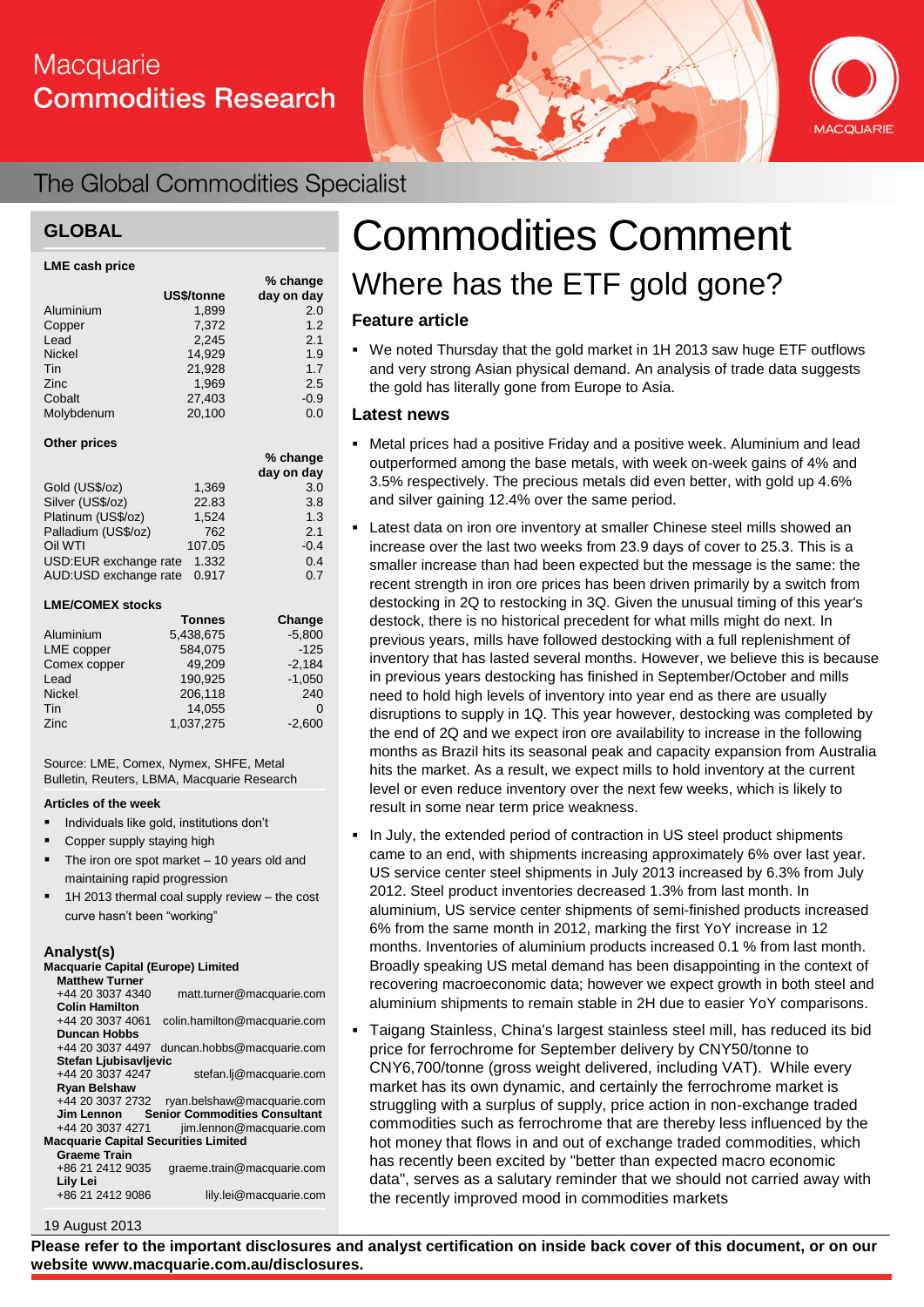Macquarie Commodities Research

The Global Commodities Specialist

## GLOBAL

**LME cash price**

| | US$/tonne | % change day on day |
|---|---|---|
| Aluminium | 1,899 | 2.0 |
| Copper | 7,372 | 1.2 |
| Lead | 2,245 | 2.1 |
| Nickel | 14,929 | 1.9 |
| Tin | 21,928 | 1.7 |
| Zinc | 1,969 | 2.5 |
| Cobalt | 27,403 | -0.9 |
| Molybdenum | 20,100 | 0.0 |

**Other prices**

| | | % change day on day |
|---|---|---|
| Gold (US$/oz) | 1,369 | 3.0 |
| Silver (US$/oz) | 22.83 | 3.8 |
| Platinum (US$/oz) | 1,524 | 1.3 |
| Palladium (US$/oz) | 762 | 2.1 |
| Oil WTI | 107.05 | -0.4 |
| USD:EUR exchange rate | 1.332 | 0.4 |
| AUD:USD exchange rate | 0.917 | 0.7 |

**LME/COMEX stocks**

| | Tonnes | Change |
|---|---|---|
| Aluminium | 5,438,675 | -5,800 |
| LME copper | 584,075 | -125 |
| Comex copper | 49,209 | -2,184 |
| Lead | 190,925 | -1,050 |
| Nickel | 206,118 | 240 |
| Tin | 14,055 | 0 |
| Zinc | 1,037,275 | -2,600 |

Source: LME, Comex, Nymex, SHFE, Metal Bulletin, Reuters, LBMA, Macquarie Research

**Articles of the week**

- Individuals like gold, institutions don't
- Copper supply staying high
- The iron ore spot market – 10 years old and maintaining rapid progression
- 1H 2013 thermal coal supply review – the cost curve hasn't been "working"

**Analyst(s)**

**Macquarie Capital (Europe) Limited**

**Matthew Turner**
+44 20 3037 4340 matt.turner@macquarie.com

**Colin Hamilton**
+44 20 3037 4061 colin.hamilton@macquarie.com

**Duncan Hobbs**
+44 20 3037 4497 duncan.hobbs@macquarie.com

**Stefan Ljubisavljevic**
+44 20 3037 4247 stefan.lj@macquarie.com

**Ryan Belshaw**
+44 20 3037 2732 ryan.belshaw@macquarie.com

**Jim Lennon** **Senior Commodities Consultant**
+44 20 3037 4271 jim.lennon@macquarie.com

**Macquarie Capital Securities Limited**

**Graeme Train**
+86 21 2412 9035 graeme.train@macquarie.com

**Lily Lei**
+86 21 2412 9086 lily.lei@macquarie.com

19 August 2013

# Commodities Comment

## Where has the ETF gold gone?

### Feature article

- We noted Thursday that the gold market in 1H 2013 saw huge ETF outflows and very strong Asian physical demand. An analysis of trade data suggests the gold has literally gone from Europe to Asia.

### Latest news

- Metal prices had a positive Friday and a positive week. Aluminium and lead outperformed among the base metals, with week on-week gains of 4% and 3.5% respectively. The precious metals did even better, with gold up 4.6% and silver gaining 12.4% over the same period.
- Latest data on iron ore inventory at smaller Chinese steel mills showed an increase over the last two weeks from 23.9 days of cover to 25.3. This is a smaller increase than had been expected but the message is the same: the recent strength in iron ore prices has been driven primarily by a switch from destocking in 2Q to restocking in 3Q. Given the unusual timing of this year's destock, there is no historical precedent for what mills might do next. In previous years, mills have followed destocking with a full replenishment of inventory that has lasted several months. However, we believe this is because in previous years destocking has finished in September/October and mills need to hold high levels of inventory into year end as there are usually disruptions to supply in 1Q. This year however, destocking was completed by the end of 2Q and we expect iron ore availability to increase in the following months as Brazil hits its seasonal peak and capacity expansion from Australia hits the market. As a result, we expect mills to hold inventory at the current level or even reduce inventory over the next few weeks, which is likely to result in some near term price weakness.
- In July, the extended period of contraction in US steel product shipments came to an end, with shipments increasing approximately 6% over last year. US service center steel shipments in July 2013 increased by 6.3% from July 2012. Steel product inventories decreased 1.3% from last month. In aluminium, US service center shipments of semi-finished products increased 6% from the same month in 2012, marking the first YoY increase in 12 months. Inventories of aluminium products increased 0.1 % from last month. Broadly speaking US metal demand has been disappointing in the context of recovering macroeconomic data; however we expect growth in both steel and aluminium shipments to remain stable in 2H due to easier YoY comparisons.
- Taigang Stainless, China's largest stainless steel mill, has reduced its bid price for ferrochrome for September delivery by CNY50/tonne to CNY6,700/tonne (gross weight delivered, including VAT). While every market has its own dynamic, and certainly the ferrochrome market is struggling with a surplus of supply, price action in non-exchange traded commodities such as ferrochrome that are thereby less influenced by the hot money that flows in and out of exchange traded commodities, which has recently been excited by "better than expected macro economic data", serves as a salutary reminder that we should not carried away with the recently improved mood in commodities markets

**Please refer to the important disclosures and analyst certification on inside back cover of this document, or on our website www.macquarie.com.au/disclosures.**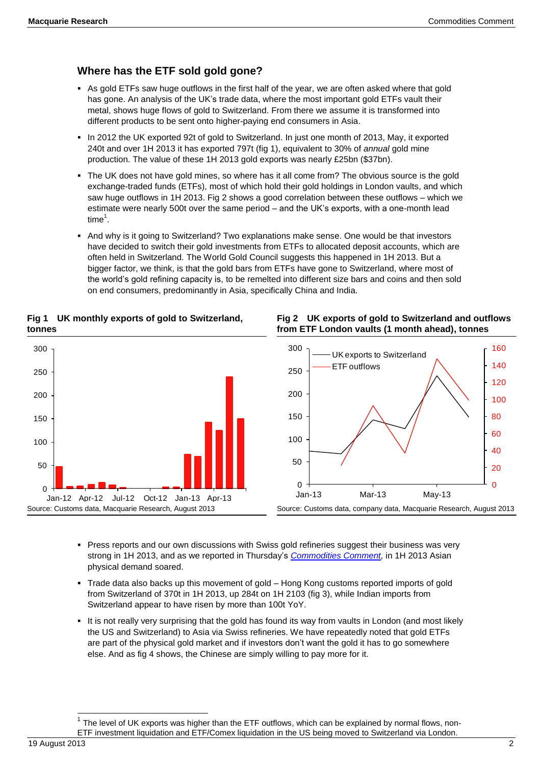## Where has the ETF sold gold gone?

- As gold ETFs saw huge outflows in the first half of the year, we are often asked where that gold has gone. An analysis of the UK's trade data, where the most important gold ETFs vault their metal, shows huge flows of gold to Switzerland. From there we assume it is transformed into different products to be sent onto higher-paying end consumers in Asia.
- In 2012 the UK exported 92t of gold to Switzerland. In just one month of 2013, May, it exported 240t and over 1H 2013 it has exported 797t (fig 1), equivalent to 30% of *annual* gold mine production. The value of these 1H 2013 gold exports was nearly £25bn ($37bn).
- The UK does not have gold mines, so where has it all come from? The obvious source is the gold exchange-traded funds (ETFs), most of which hold their gold holdings in London vaults, and which saw huge outflows in 1H 2013. Fig 2 shows a good correlation between these outflows – which we estimate were nearly 500t over the same period – and the UK's exports, with a one-month lead time[1].
- And why is it going to Switzerland? Two explanations make sense. One would be that investors have decided to switch their gold investments from ETFs to allocated deposit accounts, which are often held in Switzerland. The World Gold Council suggests this happened in 1H 2013. But a bigger factor, we think, is that the gold bars from ETFs have gone to Switzerland, where most of the world's gold refining capacity is, to be remelted into different size bars and coins and then sold on end consumers, predominantly in Asia, specifically China and India.

**Fig 1 UK monthly exports of gold to Switzerland, tonnes**

Source: Customs data, Macquarie Research, August 2013

**Fig 2 UK exports of gold to Switzerland and outflows from ETF London vaults (1 month ahead), tonnes**

Source: Customs data, company data, Macquarie Research, August 2013

- Press reports and our own discussions with Swiss gold refineries suggest their business was very strong in 1H 2013, and as we reported in Thursday's *Commodities Comment*, in 1H 2013 Asian physical demand soared.
- Trade data also backs up this movement of gold – Hong Kong customs reported imports of gold from Switzerland of 370t in 1H 2013, up 284t on 1H 2103 (fig 3), while Indian imports from Switzerland appear to have risen by more than 100t YoY.
- It is not really very surprising that the gold has found its way from vaults in London (and most likely the US and Switzerland) to Asia via Swiss refineries. We have repeatedly noted that gold ETFs are part of the physical gold market and if investors don't want the gold it has to go somewhere else. And as fig 4 shows, the Chinese are simply willing to pay more for it.

[1] The level of UK exports was higher than the ETF outflows, which can be explained by normal flows, non-ETF investment liquidation and ETF/Comex liquidation in the US being moved to Switzerland via London.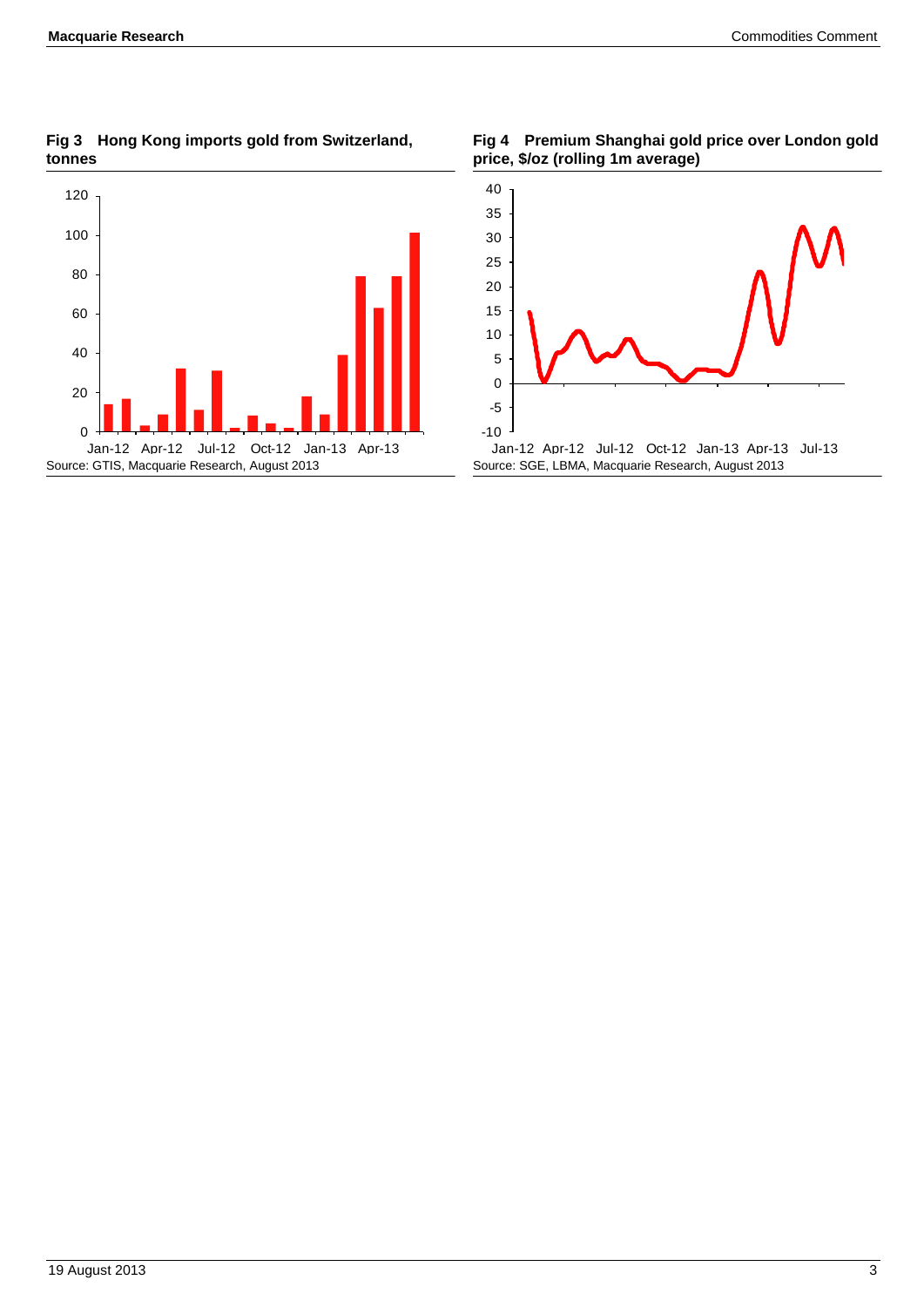**Fig 3 Hong Kong imports gold from Switzerland, tonnes**

Source: GTIS, Macquarie Research, August 2013

**Fig 4 Premium Shanghai gold price over London gold price, $/oz (rolling 1m average)**

Source: SGE, LBMA, Macquarie Research, August 2013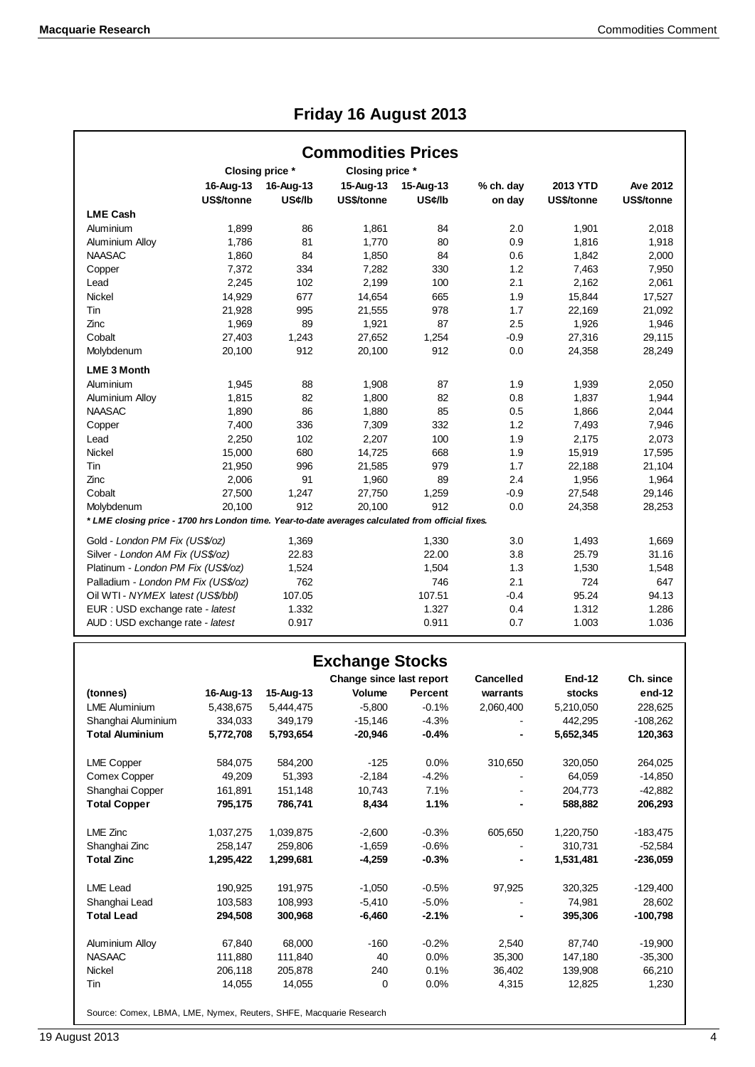# Friday 16 August 2013

## Commodities Prices

| | Closing price * | | Closing price * | | | | |
|---|---|---|---|---|---|---|---|
| | 16-Aug-13 | 16-Aug-13 | 15-Aug-13 | 15-Aug-13 | % ch. day | 2013 YTD | Ave 2012 |
| | US$/tonne | US¢/lb | US$/tonne | US¢/lb | on day | US$/tonne | US$/tonne |
| **LME Cash** | | | | | | | |
| Aluminium | 1,899 | 86 | 1,861 | 84 | 2.0 | 1,901 | 2,018 |
| Aluminium Alloy | 1,786 | 81 | 1,770 | 80 | 0.9 | 1,816 | 1,918 |
| NAASAC | 1,860 | 84 | 1,850 | 84 | 0.6 | 1,842 | 2,000 |
| Copper | 7,372 | 334 | 7,282 | 330 | 1.2 | 7,463 | 7,950 |
| Lead | 2,245 | 102 | 2,199 | 100 | 2.1 | 2,162 | 2,061 |
| Nickel | 14,929 | 677 | 14,654 | 665 | 1.9 | 15,844 | 17,527 |
| Tin | 21,928 | 995 | 21,555 | 978 | 1.7 | 22,169 | 21,092 |
| Zinc | 1,969 | 89 | 1,921 | 87 | 2.5 | 1,926 | 1,946 |
| Cobalt | 27,403 | 1,243 | 27,652 | 1,254 | -0.9 | 27,316 | 29,115 |
| Molybdenum | 20,100 | 912 | 20,100 | 912 | 0.0 | 24,358 | 28,249 |
| **LME 3 Month** | | | | | | | |
| Aluminium | 1,945 | 88 | 1,908 | 87 | 1.9 | 1,939 | 2,050 |
| Aluminium Alloy | 1,815 | 82 | 1,800 | 82 | 0.8 | 1,837 | 1,944 |
| NAASAC | 1,890 | 86 | 1,880 | 85 | 0.5 | 1,866 | 2,044 |
| Copper | 7,400 | 336 | 7,309 | 332 | 1.2 | 7,493 | 7,946 |
| Lead | 2,250 | 102 | 2,207 | 100 | 1.9 | 2,175 | 2,073 |
| Nickel | 15,000 | 680 | 14,725 | 668 | 1.9 | 15,919 | 17,595 |
| Tin | 21,950 | 996 | 21,585 | 979 | 1.7 | 22,188 | 21,104 |
| Zinc | 2,006 | 91 | 1,960 | 89 | 2.4 | 1,956 | 1,964 |
| Cobalt | 27,500 | 1,247 | 27,750 | 1,259 | -0.9 | 27,548 | 29,146 |
| Molybdenum | 20,100 | 912 | 20,100 | 912 | 0.0 | 24,358 | 28,253 |
| Gold - *London PM Fix (US$/oz)* | | 1,369 | | 1,330 | 3.0 | 1,493 | 1,669 |
| Silver - *London AM Fix (US$/oz)* | | 22.83 | | 22.00 | 3.8 | 25.79 | 31.16 |
| Platinum - *London PM Fix (US$/oz)* | | 1,524 | | 1,504 | 1.3 | 1,530 | 1,548 |
| Palladium - *London PM Fix (US$/oz)* | | 762 | | 746 | 2.1 | 724 | 647 |
| Oil WTI - *NYMEX latest (US$/bbl)* | | 107.05 | | 107.51 | -0.4 | 95.24 | 94.13 |
| EUR : USD exchange rate - *latest* | | 1.332 | | 1.327 | 0.4 | 1.312 | 1.286 |
| AUD : USD exchange rate - *latest* | | 0.917 | | 0.911 | 0.7 | 1.003 | 1.036 |

*\* LME closing price - 1700 hrs London time. Year-to-date averages calculated from official fixes.*

## Exchange Stocks

| (tonnes) | 16-Aug-13 | 15-Aug-13 | Change since last report: Volume | Change since last report: Percent | Cancelled warrants | End-12 stocks | Ch. since end-12 |
|---|---|---|---|---|---|---|---|
| LME Aluminium | 5,438,675 | 5,444,475 | -5,800 | -0.1% | 2,060,400 | 5,210,050 | 228,625 |
| Shanghai Aluminium | 334,033 | 349,179 | -15,146 | -4.3% | - | 442,295 | -108,262 |
| **Total Aluminium** | **5,772,708** | **5,793,654** | **-20,946** | **-0.4%** | **-** | **5,652,345** | **120,363** |
| LME Copper | 584,075 | 584,200 | -125 | 0.0% | 310,650 | 320,050 | 264,025 |
| Comex Copper | 49,209 | 51,393 | -2,184 | -4.2% | - | 64,059 | -14,850 |
| Shanghai Copper | 161,891 | 151,148 | 10,743 | 7.1% | - | 204,773 | -42,882 |
| **Total Copper** | **795,175** | **786,741** | **8,434** | **1.1%** | **-** | **588,882** | **206,293** |
| LME Zinc | 1,037,275 | 1,039,875 | -2,600 | -0.3% | 605,650 | 1,220,750 | -183,475 |
| Shanghai Zinc | 258,147 | 259,806 | -1,659 | -0.6% | - | 310,731 | -52,584 |
| **Total Zinc** | **1,295,422** | **1,299,681** | **-4,259** | **-0.3%** | **-** | **1,531,481** | **-236,059** |
| LME Lead | 190,925 | 191,975 | -1,050 | -0.5% | 97,925 | 320,325 | -129,400 |
| Shanghai Lead | 103,583 | 108,993 | -5,410 | -5.0% | - | 74,981 | 28,602 |
| **Total Lead** | **294,508** | **300,968** | **-6,460** | **-2.1%** | **-** | **395,306** | **-100,798** |
| Aluminium Alloy | 67,840 | 68,000 | -160 | -0.2% | 2,540 | 87,740 | -19,900 |
| NASAAC | 111,880 | 111,840 | 40 | 0.0% | 35,300 | 147,180 | -35,300 |
| Nickel | 206,118 | 205,878 | 240 | 0.1% | 36,402 | 139,908 | 66,210 |
| Tin | 14,055 | 14,055 | 0 | 0.0% | 4,315 | 12,825 | 1,230 |

Source: Comex, LBMA, LME, Nymex, Reuters, SHFE, Macquarie Research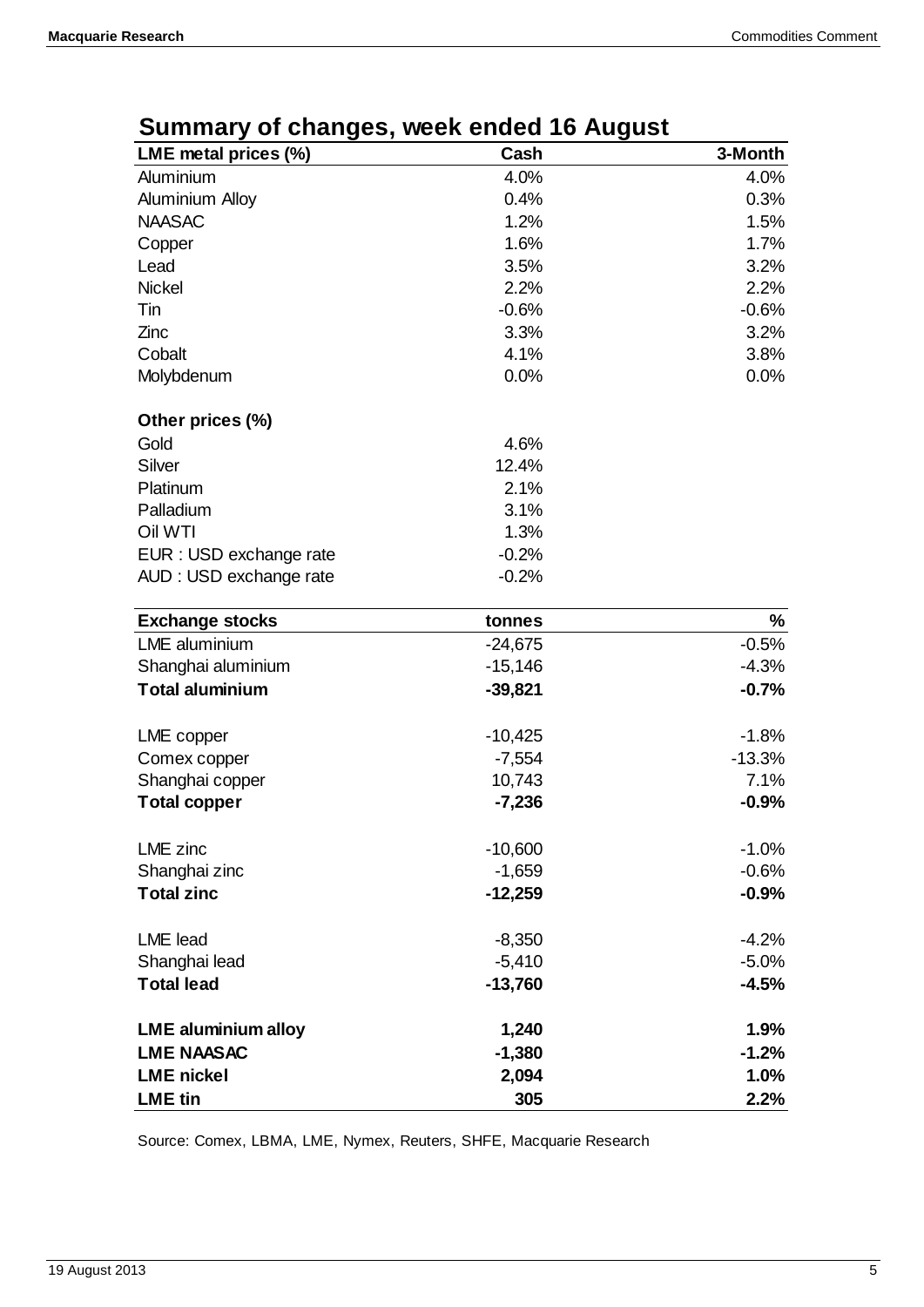## Summary of changes, week ended 16 August

| LME metal prices (%) | Cash | 3-Month |
|---|---|---|
| Aluminium | 4.0% | 4.0% |
| Aluminium Alloy | 0.4% | 0.3% |
| NAASAC | 1.2% | 1.5% |
| Copper | 1.6% | 1.7% |
| Lead | 3.5% | 3.2% |
| Nickel | 2.2% | 2.2% |
| Tin | -0.6% | -0.6% |
| Zinc | 3.3% | 3.2% |
| Cobalt | 4.1% | 3.8% |
| Molybdenum | 0.0% | 0.0% |
| | | |
| **Other prices (%)** | | |
| Gold | 4.6% | |
| Silver | 12.4% | |
| Platinum | 2.1% | |
| Palladium | 3.1% | |
| Oil WTI | 1.3% | |
| EUR : USD exchange rate | -0.2% | |
| AUD : USD exchange rate | -0.2% | |

| Exchange stocks | tonnes | % |
|---|---|---|
| LME aluminium | -24,675 | -0.5% |
| Shanghai aluminium | -15,146 | -4.3% |
| **Total aluminium** | **-39,821** | **-0.7%** |
| | | |
| LME copper | -10,425 | -1.8% |
| Comex copper | -7,554 | -13.3% |
| Shanghai copper | 10,743 | 7.1% |
| **Total copper** | **-7,236** | **-0.9%** |
| | | |
| LME zinc | -10,600 | -1.0% |
| Shanghai zinc | -1,659 | -0.6% |
| **Total zinc** | **-12,259** | **-0.9%** |
| | | |
| LME lead | -8,350 | -4.2% |
| Shanghai lead | -5,410 | -5.0% |
| **Total lead** | **-13,760** | **-4.5%** |
| | | |
| **LME aluminium alloy** | **1,240** | **1.9%** |
| **LME NAASAC** | **-1,380** | **-1.2%** |
| **LME nickel** | **2,094** | **1.0%** |
| **LME tin** | **305** | **2.2%** |

Source: Comex, LBMA, LME, Nymex, Reuters, SHFE, Macquarie Research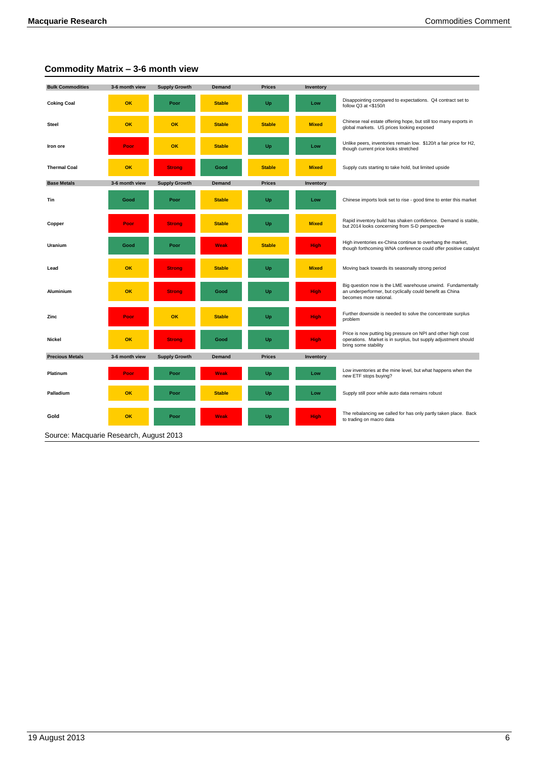## Commodity Matrix – 3-6 month view

| Bulk Commodities | 3-6 month view | Supply Growth | Demand | Prices | Inventory | |
|---|---|---|---|---|---|---|
| Coking Coal | OK | Poor | Stable | Up | Low | Disappointing compared to expectations. Q4 contract set to follow Q3 at <$150/t |
| Steel | OK | OK | Stable | Stable | Mixed | Chinese real estate offering hope, but still too many exports in global markets. US prices looking exposed |
| Iron ore | Poor | OK | Stable | Up | Low | Unlike peers, inventories remain low. $120/t a fair price for H2, though current price looks stretched |
| Thermal Coal | OK | Strong | Good | Stable | Mixed | Supply cuts starting to take hold, but limited upside |
| **Base Metals** | **3-6 month view** | **Supply Growth** | **Demand** | **Prices** | **Inventory** | |
| Tin | Good | Poor | Stable | Up | Low | Chinese imports look set to rise - good time to enter this market |
| Copper | Poor | Strong | Stable | Up | Mixed | Rapid inventory build has shaken confidence. Demand is stable, but 2014 looks concerning from S-D perspective |
| Uranium | Good | Poor | Weak | Stable | High | High inventories ex-China continue to overhang the market, though forthcoming WNA conference could offer positive catalyst |
| Lead | OK | Strong | Stable | Up | Mixed | Moving back towards its seasonally strong period |
| Aluminium | OK | Strong | Good | Up | High | Big question now is the LME warehouse unwind. Fundamentally an underperformer, but cyclically could benefit as China becomes more rational. |
| Zinc | Poor | OK | Stable | Up | High | Further downside is needed to solve the concentrate surplus problem |
| Nickel | OK | Strong | Good | Up | High | Price is now putting big pressure on NPI and other high cost operations. Market is in surplus, but supply adjustment should bring some stability |
| **Precious Metals** | **3-6 month view** | **Supply Growth** | **Demand** | **Prices** | **Inventory** | |
| Platinum | Poor | Poor | Weak | Up | Low | Low inventories at the mine level, but what happens when the new ETF stops buying? |
| Palladium | OK | Poor | Stable | Up | Low | Supply still poor while auto data remains robust |
| Gold | OK | Poor | Weak | Up | High | The rebalancing we called for has only partly taken place. Back to trading on macro data |

Source: Macquarie Research, August 2013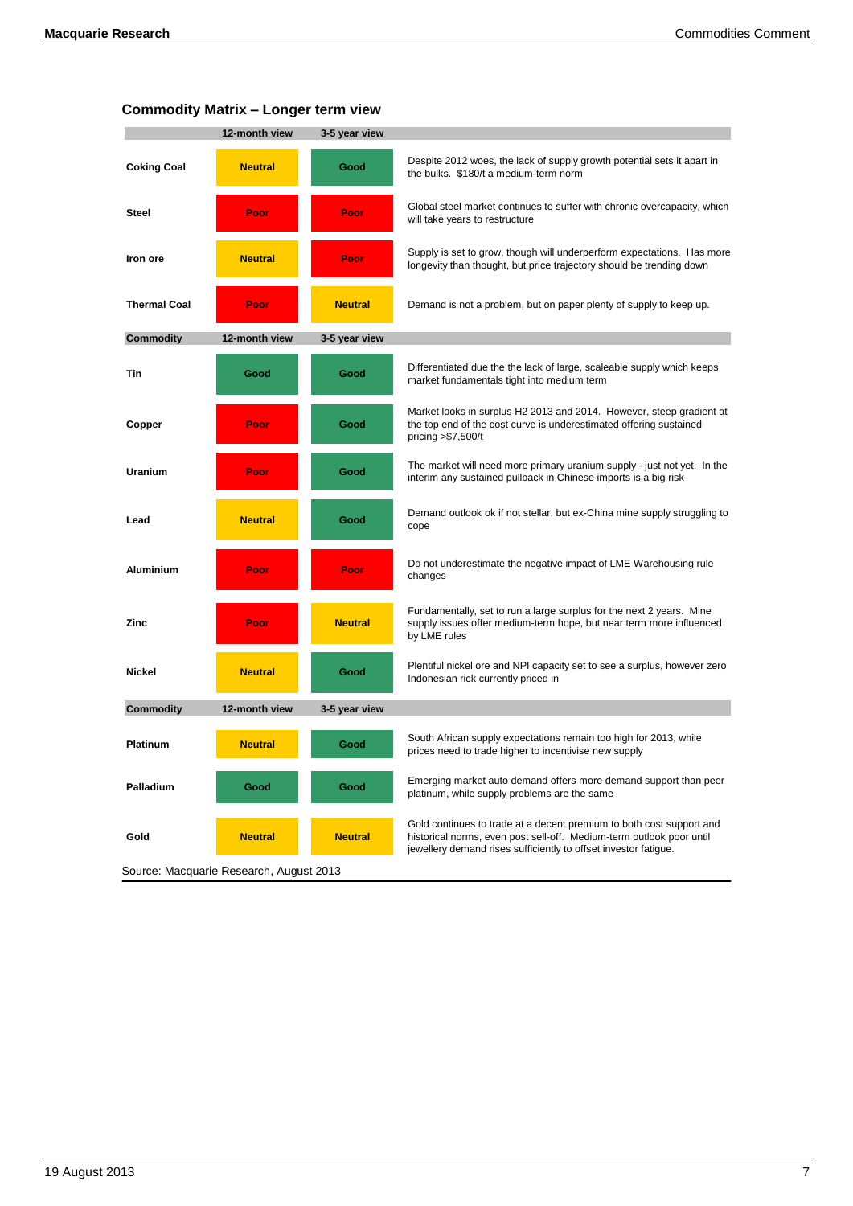### Commodity Matrix – Longer term view

| Commodity | 12-month view | 3-5 year view | |
|---|---|---|---|
| **Coking Coal** | Neutral | Good | Despite 2012 woes, the lack of supply growth potential sets it apart in the bulks. $180/t a medium-term norm |
| **Steel** | Poor | Poor | Global steel market continues to suffer with chronic overcapacity, which will take years to restructure |
| **Iron ore** | Neutral | Poor | Supply is set to grow, though will underperform expectations. Has more longevity than thought, but price trajectory should be trending down |
| **Thermal Coal** | Poor | Neutral | Demand is not a problem, but on paper plenty of supply to keep up. |
| **Commodity** | **12-month view** | **3-5 year view** | |
| **Tin** | Good | Good | Differentiated due the the lack of large, scaleable supply which keeps market fundamentals tight into medium term |
| **Copper** | Poor | Good | Market looks in surplus H2 2013 and 2014. However, steep gradient at the top end of the cost curve is underestimated offering sustained pricing >$7,500/t |
| **Uranium** | Poor | Good | The market will need more primary uranium supply - just not yet. In the interim any sustained pullback in Chinese imports is a big risk |
| **Lead** | Neutral | Good | Demand outlook ok if not stellar, but ex-China mine supply struggling to cope |
| **Aluminium** | Poor | Poor | Do not underestimate the negative impact of LME Warehousing rule changes |
| **Zinc** | Poor | Neutral | Fundamentally, set to run a large surplus for the next 2 years. Mine supply issues offer medium-term hope, but near term more influenced by LME rules |
| **Nickel** | Neutral | Good | Plentiful nickel ore and NPI capacity set to see a surplus, however zero Indonesian rick currently priced in |
| **Commodity** | **12-month view** | **3-5 year view** | |
| **Platinum** | Neutral | Good | South African supply expectations remain too high for 2013, while prices need to trade higher to incentivise new supply |
| **Palladium** | Good | Good | Emerging market auto demand offers more demand support than peer platinum, while supply problems are the same |
| **Gold** | Neutral | Neutral | Gold continues to trade at a decent premium to both cost support and historical norms, even post sell-off. Medium-term outlook poor until jewellery demand rises sufficiently to offset investor fatigue. |

Source: Macquarie Research, August 2013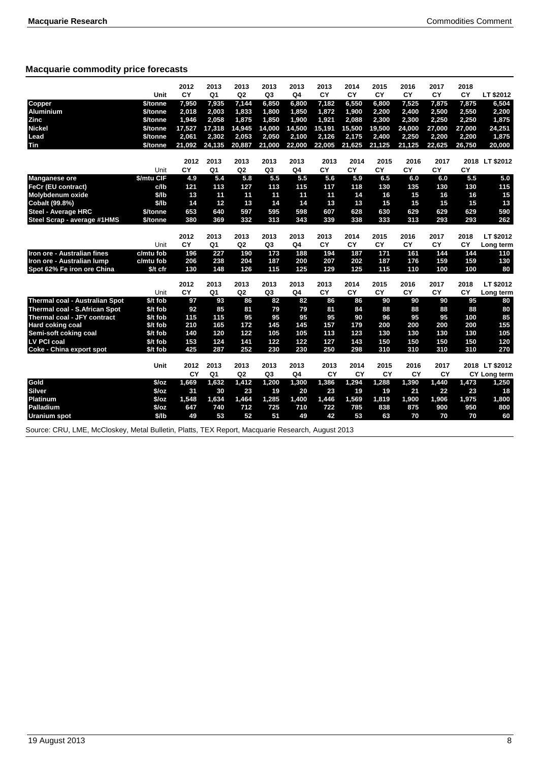### Macquarie commodity price forecasts

| | Unit | 2012 CY | 2013 Q1 | 2013 Q2 | 2013 Q3 | 2013 Q4 | 2013 CY | 2014 CY | 2015 CY | 2016 CY | 2017 CY | 2018 CY | LT $2012 |
|---|---|---|---|---|---|---|---|---|---|---|---|---|---|
| **Copper** | $/tonne | 7,950 | 7,935 | 7,144 | 6,850 | 6,800 | 7,182 | 6,550 | 6,800 | 7,525 | 7,875 | 7,875 | 6,504 |
| **Aluminium** | $/tonne | 2,018 | 2,003 | 1,833 | 1,800 | 1,850 | 1,872 | 1,900 | 2,200 | 2,400 | 2,500 | 2,550 | 2,200 |
| **Zinc** | $/tonne | 1,946 | 2,058 | 1,875 | 1,850 | 1,900 | 1,921 | 2,088 | 2,300 | 2,300 | 2,250 | 2,250 | 1,875 |
| **Nickel** | $/tonne | 17,527 | 17,318 | 14,945 | 14,000 | 14,500 | 15,191 | 15,500 | 19,500 | 24,000 | 27,000 | 27,000 | 24,251 |
| **Lead** | $/tonne | 2,061 | 2,302 | 2,053 | 2,050 | 2,100 | 2,126 | 2,175 | 2,400 | 2,250 | 2,200 | 2,200 | 1,875 |
| **Tin** | $/tonne | 21,092 | 24,135 | 20,887 | 21,000 | 22,000 | 22,005 | 21,625 | 21,125 | 21,125 | 22,625 | 26,750 | 20,000 |

| | Unit | 2012 CY | 2013 Q1 | 2013 Q2 | 2013 Q3 | 2013 Q4 | 2013 CY | 2014 CY | 2015 CY | 2016 CY | 2017 CY | 2018 CY | LT $2012 |
|---|---|---|---|---|---|---|---|---|---|---|---|---|---|
| **Manganese ore** | $/mtu CIF | 4.9 | 5.4 | 5.8 | 5.5 | 5.5 | 5.6 | 5.9 | 6.5 | 6.0 | 6.0 | 5.5 | 5.0 |
| **FeCr (EU contract)** | c/lb | 121 | 113 | 127 | 113 | 115 | 117 | 118 | 130 | 135 | 130 | 130 | 115 |
| **Molybdenum oxide** | $/lb | 13 | 11 | 11 | 11 | 11 | 11 | 14 | 16 | 15 | 16 | 16 | 15 |
| **Cobalt (99.8%)** | $/lb | 14 | 12 | 13 | 14 | 14 | 13 | 13 | 15 | 15 | 15 | 15 | 13 |
| **Steel - Average HRC** | $/tonne | 653 | 640 | 597 | 595 | 598 | 607 | 628 | 630 | 629 | 629 | 629 | 590 |
| **Steel Scrap - average #1HMS** | $/tonne | 380 | 369 | 332 | 313 | 343 | 339 | 338 | 333 | 313 | 293 | 293 | 262 |

| | Unit | 2012 CY | 2013 Q1 | 2013 Q2 | 2013 Q3 | 2013 Q4 | 2013 CY | 2014 CY | 2015 CY | 2016 CY | 2017 CY | 2018 CY | LT $2012 Long term |
|---|---|---|---|---|---|---|---|---|---|---|---|---|---|
| **Iron ore - Australian fines** | c/mtu fob | 196 | 227 | 190 | 173 | 188 | 194 | 187 | 171 | 161 | 144 | 144 | 110 |
| **Iron ore - Australian lump** | c/mtu fob | 206 | 238 | 204 | 187 | 200 | 207 | 202 | 187 | 176 | 159 | 159 | 130 |
| **Spot 62% Fe iron ore China** | $/t cfr | 130 | 148 | 126 | 115 | 125 | 129 | 125 | 115 | 110 | 100 | 100 | 80 |

| | Unit | 2012 CY | 2013 Q1 | 2013 Q2 | 2013 Q3 | 2013 Q4 | 2013 CY | 2014 CY | 2015 CY | 2016 CY | 2017 CY | 2018 CY | LT $2012 Long term |
|---|---|---|---|---|---|---|---|---|---|---|---|---|---|
| **Thermal coal - Australian Spot** | $/t fob | 97 | 93 | 86 | 82 | 82 | 86 | 86 | 90 | 90 | 90 | 95 | 80 |
| **Thermal coal - S.African Spot** | $/t fob | 92 | 85 | 81 | 79 | 79 | 81 | 84 | 88 | 88 | 88 | 88 | 80 |
| **Thermal coal - JFY contract** | $/t fob | 115 | 115 | 95 | 95 | 95 | 95 | 90 | 96 | 95 | 95 | 100 | 85 |
| **Hard coking coal** | $/t fob | 210 | 165 | 172 | 145 | 145 | 157 | 179 | 200 | 200 | 200 | 200 | 155 |
| **Semi-soft coking coal** | $/t fob | 140 | 120 | 122 | 105 | 105 | 113 | 123 | 130 | 130 | 130 | 130 | 105 |
| **LV PCI coal** | $/t fob | 153 | 124 | 141 | 122 | 122 | 127 | 143 | 150 | 150 | 150 | 150 | 120 |
| **Coke - China export spot** | $/t fob | 425 | 287 | 252 | 230 | 230 | 250 | 298 | 310 | 310 | 310 | 310 | 270 |

| | Unit | 2012 CY | 2013 Q1 | 2013 Q2 | 2013 Q3 | 2013 Q4 | 2013 CY | 2014 CY | 2015 CY | 2016 CY | 2017 CY | 2018 CY | LT $2012 Long term |
|---|---|---|---|---|---|---|---|---|---|---|---|---|---|
| **Gold** | $/oz | 1,669 | 1,632 | 1,412 | 1,200 | 1,300 | 1,386 | 1,294 | 1,288 | 1,390 | 1,440 | 1,473 | 1,250 |
| **Silver** | $/oz | 31 | 30 | 23 | 19 | 20 | 23 | 19 | 19 | 21 | 22 | 23 | 18 |
| **Platinum** | $/oz | 1,548 | 1,634 | 1,464 | 1,285 | 1,400 | 1,446 | 1,569 | 1,819 | 1,900 | 1,906 | 1,975 | 1,800 |
| **Palladium** | $/oz | 647 | 740 | 712 | 725 | 710 | 722 | 785 | 838 | 875 | 900 | 950 | 800 |
| **Uranium spot** | $/lb | 49 | 53 | 52 | 51 | 49 | 42 | 53 | 63 | 70 | 70 | 70 | 60 |

Source: CRU, LME, McCloskey, Metal Bulletin, Platts, TEX Report, Macquarie Research, August 2013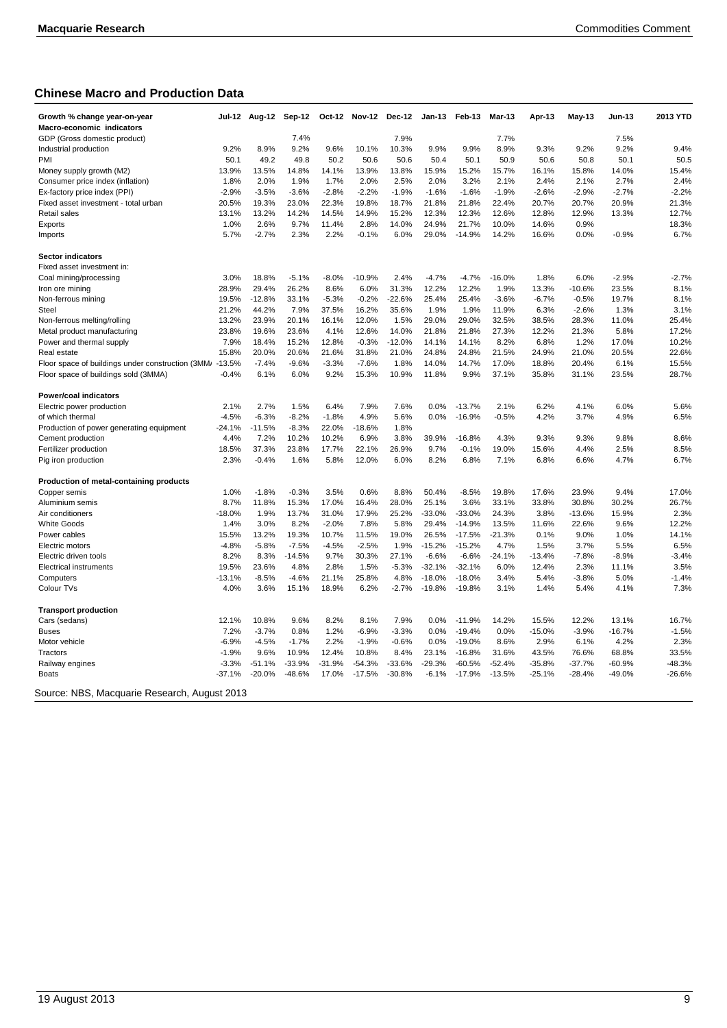## Chinese Macro and Production Data

| Growth % change year-on-year | Jul-12 | Aug-12 | Sep-12 | Oct-12 | Nov-12 | Dec-12 | Jan-13 | Feb-13 | Mar-13 | Apr-13 | May-13 | Jun-13 | 2013 YTD |
|---|---|---|---|---|---|---|---|---|---|---|---|---|---|
| **Macro-economic indicators** | | | | | | | | | | | | | |
| GDP (Gross domestic product) | | | 7.4% | | | 7.9% | | | 7.7% | | | 7.5% | |
| Industrial production | 9.2% | 8.9% | 9.2% | 9.6% | 10.1% | 10.3% | 9.9% | 9.9% | 8.9% | 9.3% | 9.2% | 9.2% | 9.4% |
| PMI | 50.1 | 49.2 | 49.8 | 50.2 | 50.6 | 50.6 | 50.4 | 50.1 | 50.9 | 50.6 | 50.8 | 50.1 | 50.5 |
| Money supply growth (M2) | 13.9% | 13.5% | 14.8% | 14.1% | 13.9% | 13.8% | 15.9% | 15.2% | 15.7% | 16.1% | 15.8% | 14.0% | 15.4% |
| Consumer price index (inflation) | 1.8% | 2.0% | 1.9% | 1.7% | 2.0% | 2.5% | 2.0% | 3.2% | 2.1% | 2.4% | 2.1% | 2.7% | 2.4% |
| Ex-factory price index (PPI) | -2.9% | -3.5% | -3.6% | -2.8% | -2.2% | -1.9% | -1.6% | -1.6% | -1.9% | -2.6% | -2.9% | -2.7% | -2.2% |
| Fixed asset investment - total urban | 20.5% | 19.3% | 23.0% | 22.3% | 19.8% | 18.7% | 21.8% | 21.8% | 22.4% | 20.7% | 20.7% | 20.9% | 21.3% |
| Retail sales | 13.1% | 13.2% | 14.2% | 14.5% | 14.9% | 15.2% | 12.3% | 12.3% | 12.6% | 12.8% | 12.9% | 13.3% | 12.7% |
| Exports | 1.0% | 2.6% | 9.7% | 11.4% | 2.8% | 14.0% | 24.9% | 21.7% | 10.0% | 14.6% | 0.9% | | 18.3% |
| Imports | 5.7% | -2.7% | 2.3% | 2.2% | -0.1% | 6.0% | 29.0% | -14.9% | 14.2% | 16.6% | 0.0% | -0.9% | 6.7% |
| **Sector indicators** | | | | | | | | | | | | | |
| Fixed asset investment in: | | | | | | | | | | | | | |
| Coal mining/processing | 3.0% | 18.8% | -5.1% | -8.0% | -10.9% | 2.4% | -4.7% | -4.7% | -16.0% | 1.8% | 6.0% | -2.9% | -2.7% |
| Iron ore mining | 28.9% | 29.4% | 26.2% | 8.6% | 6.0% | 31.3% | 12.2% | 12.2% | 1.9% | 13.3% | -10.6% | 23.5% | 8.1% |
| Non-ferrous mining | 19.5% | -12.8% | 33.1% | -5.3% | -0.2% | -22.6% | 25.4% | 25.4% | -3.6% | -6.7% | -0.5% | 19.7% | 8.1% |
| Steel | 21.2% | 44.2% | 7.9% | 37.5% | 16.2% | 35.6% | 1.9% | 1.9% | 11.9% | 6.3% | -2.6% | 1.3% | 3.1% |
| Non-ferrous melting/rolling | 13.2% | 23.9% | 20.1% | 16.1% | 12.0% | 1.5% | 29.0% | 29.0% | 32.5% | 38.5% | 28.3% | 11.0% | 25.4% |
| Metal product manufacturing | 23.8% | 19.6% | 23.6% | 4.1% | 12.6% | 14.0% | 21.8% | 21.8% | 27.3% | 12.2% | 21.3% | 5.8% | 17.2% |
| Power and thermal supply | 7.9% | 18.4% | 15.2% | 12.8% | -0.3% | -12.0% | 14.1% | 14.1% | 8.2% | 6.8% | 1.2% | 17.0% | 10.2% |
| Real estate | 15.8% | 20.0% | 20.6% | 21.6% | 31.8% | 21.0% | 24.8% | 24.8% | 21.5% | 24.9% | 21.0% | 20.5% | 22.6% |
| Floor space of buildings under construction (3MMA) | -13.5% | -7.4% | -9.6% | -3.3% | -7.6% | 1.8% | 14.0% | 14.7% | 17.0% | 18.8% | 20.4% | 6.1% | 15.5% |
| Floor space of buildings sold (3MMA) | -0.4% | 6.1% | 6.0% | 9.2% | 15.3% | 10.9% | 11.8% | 9.9% | 37.1% | 35.8% | 31.1% | 23.5% | 28.7% |
| **Power/coal indicators** | | | | | | | | | | | | | |
| Electric power production | 2.1% | 2.7% | 1.5% | 6.4% | 7.9% | 7.6% | 0.0% | -13.7% | 2.1% | 6.2% | 4.1% | 6.0% | 5.6% |
| of which thermal | -4.5% | -6.3% | -8.2% | -1.8% | 4.9% | 5.6% | 0.0% | -16.9% | -0.5% | 4.2% | 3.7% | 4.9% | 6.5% |
| Production of power generating equipment | -24.1% | -11.5% | -8.3% | 22.0% | -18.6% | 1.8% | | | | | | | |
| Cement production | 4.4% | 7.2% | 10.2% | 10.2% | 6.9% | 3.8% | 39.9% | -16.8% | 4.3% | 9.3% | 9.3% | 9.8% | 8.6% |
| Fertilizer production | 18.5% | 37.3% | 23.8% | 17.7% | 22.1% | 26.9% | 9.7% | -0.1% | 19.0% | 15.6% | 4.4% | 2.5% | 8.5% |
| Pig iron production | 2.3% | -0.4% | 1.6% | 5.8% | 12.0% | 6.0% | 8.2% | 6.8% | 7.1% | 6.8% | 6.6% | 4.7% | 6.7% |
| **Production of metal-containing products** | | | | | | | | | | | | | |
| Copper semis | 1.0% | -1.8% | -0.3% | 3.5% | 0.6% | 8.8% | 50.4% | -8.5% | 19.8% | 17.6% | 23.9% | 9.4% | 17.0% |
| Aluminium semis | 8.7% | 11.8% | 15.3% | 17.0% | 16.4% | 28.0% | 25.1% | 3.6% | 33.1% | 33.8% | 30.8% | 30.2% | 26.7% |
| Air conditioners | -18.0% | 1.9% | 13.7% | 31.0% | 17.9% | 25.2% | -33.0% | -33.0% | 24.3% | 3.8% | -13.6% | 15.9% | 2.3% |
| White Goods | 1.4% | 3.0% | 8.2% | -2.0% | 7.8% | 5.8% | 29.4% | -14.9% | 13.5% | 11.6% | 22.6% | 9.6% | 12.2% |
| Power cables | 15.5% | 13.2% | 19.3% | 10.7% | 11.5% | 19.0% | 26.5% | -17.5% | -21.3% | 0.1% | 9.0% | 1.0% | 14.1% |
| Electric motors | -4.8% | -5.8% | -7.5% | -4.5% | -2.5% | 1.9% | -15.2% | -15.2% | 4.7% | 1.5% | 3.7% | 5.5% | 6.5% |
| Electric driven tools | 8.2% | 8.3% | -14.5% | 9.7% | 30.3% | 27.1% | -6.6% | -6.6% | -24.1% | -13.4% | -7.8% | -8.9% | -3.4% |
| Electrical instruments | 19.5% | 23.6% | 4.8% | 2.8% | 1.5% | -5.3% | -32.1% | -32.1% | 6.0% | 12.4% | 2.3% | 11.1% | 3.5% |
| Computers | -13.1% | -8.5% | -4.6% | 21.1% | 25.8% | 4.8% | -18.0% | -18.0% | 3.4% | 5.4% | -3.8% | 5.0% | -1.4% |
| Colour TVs | 4.0% | 3.6% | 15.1% | 18.9% | 6.2% | -2.7% | -19.8% | -19.8% | 3.1% | 1.4% | 5.4% | 4.1% | 7.3% |
| **Transport production** | | | | | | | | | | | | | |
| Cars (sedans) | 12.1% | 10.8% | 9.6% | 8.2% | 8.1% | 7.9% | 0.0% | -11.9% | 14.2% | 15.5% | 12.2% | 13.1% | 16.7% |
| Buses | 7.2% | -3.7% | 0.8% | 1.2% | -6.9% | -3.3% | 0.0% | -19.4% | 0.0% | -15.0% | -3.9% | -16.7% | -1.5% |
| Motor vehicle | -6.9% | -4.5% | -1.7% | 2.2% | -1.9% | -0.6% | 0.0% | -19.0% | 8.6% | 2.9% | 6.1% | 4.2% | 2.3% |
| Tractors | -1.9% | 9.6% | 10.9% | 12.4% | 10.8% | 8.4% | 23.1% | -16.8% | 31.6% | 43.5% | 76.6% | 68.8% | 33.5% |
| Railway engines | -3.3% | -51.1% | -33.9% | -31.9% | -54.3% | -33.6% | -29.3% | -60.5% | -52.4% | -35.8% | -37.7% | -60.9% | -48.3% |
| Boats | -37.1% | -20.0% | -48.6% | 17.0% | -17.5% | -30.8% | -6.1% | -17.9% | -13.5% | -25.1% | -28.4% | -49.0% | -26.6% |

Source: NBS, Macquarie Research, August 2013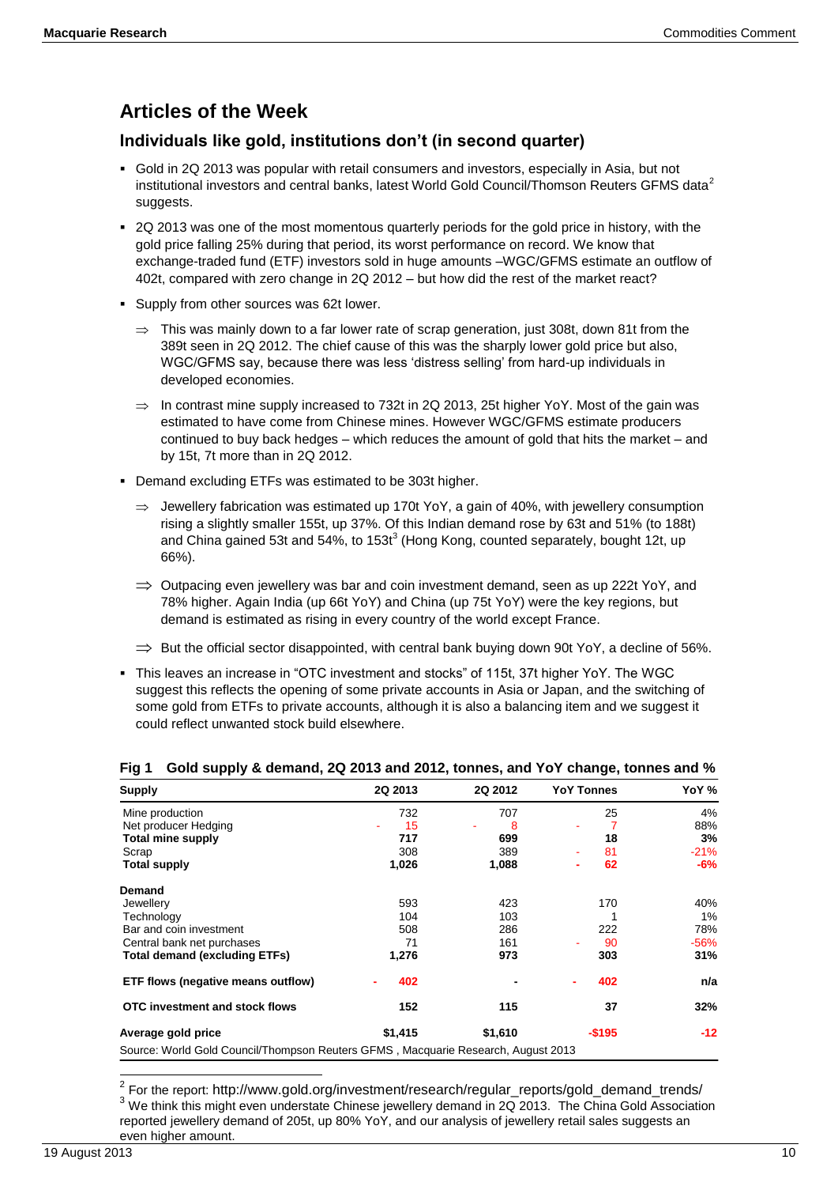## Articles of the Week

### Individuals like gold, institutions don't (in second quarter)

- Gold in 2Q 2013 was popular with retail consumers and investors, especially in Asia, but not institutional investors and central banks, latest World Gold Council/Thomson Reuters GFMS data[2] suggests.
- 2Q 2013 was one of the most momentous quarterly periods for the gold price in history, with the gold price falling 25% during that period, its worst performance on record. We know that exchange-traded fund (ETF) investors sold in huge amounts –WGC/GFMS estimate an outflow of 402t, compared with zero change in 2Q 2012 – but how did the rest of the market react?
- Supply from other sources was 62t lower.
  - ⇒ This was mainly down to a far lower rate of scrap generation, just 308t, down 81t from the 389t seen in 2Q 2012. The chief cause of this was the sharply lower gold price but also, WGC/GFMS say, because there was less 'distress selling' from hard-up individuals in developed economies.
  - ⇒ In contrast mine supply increased to 732t in 2Q 2013, 25t higher YoY. Most of the gain was estimated to have come from Chinese mines. However WGC/GFMS estimate producers continued to buy back hedges – which reduces the amount of gold that hits the market – and by 15t, 7t more than in 2Q 2012.
- Demand excluding ETFs was estimated to be 303t higher.
  - ⇒ Jewellery fabrication was estimated up 170t YoY, a gain of 40%, with jewellery consumption rising a slightly smaller 155t, up 37%. Of this Indian demand rose by 63t and 51% (to 188t) and China gained 53t and 54%, to 153t[3] (Hong Kong, counted separately, bought 12t, up 66%).
  - ⇒ Outpacing even jewellery was bar and coin investment demand, seen as up 222t YoY, and 78% higher. Again India (up 66t YoY) and China (up 75t YoY) were the key regions, but demand is estimated as rising in every country of the world except France.
  - ⇒ But the official sector disappointed, with central bank buying down 90t YoY, a decline of 56%.
- This leaves an increase in "OTC investment and stocks" of 115t, 37t higher YoY. The WGC suggest this reflects the opening of some private accounts in Asia or Japan, and the switching of some gold from ETFs to private accounts, although it is also a balancing item and we suggest it could reflect unwanted stock build elsewhere.

**Fig 1 Gold supply & demand, 2Q 2013 and 2012, tonnes, and YoY change, tonnes and %**

| Supply | 2Q 2013 | 2Q 2012 | YoY Tonnes | YoY % |
|---|---|---|---|---|
| Mine production | 732 | 707 | 25 | 4% |
| Net producer Hedging | -15 | -8 | -7 | 88% |
| **Total mine supply** | **717** | **699** | **18** | **3%** |
| Scrap | 308 | 389 | -81 | -21% |
| **Total supply** | **1,026** | **1,088** | **-62** | **-6%** |
| **Demand** | | | | |
| Jewellery | 593 | 423 | 170 | 40% |
| Technology | 104 | 103 | 1 | 1% |
| Bar and coin investment | 508 | 286 | 222 | 78% |
| Central bank net purchases | 71 | 161 | -90 | -56% |
| **Total demand (excluding ETFs)** | **1,276** | **973** | **303** | **31%** |
| **ETF flows (negative means outflow)** | **-402** | **-** | **-402** | **n/a** |
| **OTC investment and stock flows** | **152** | **115** | **37** | **32%** |
| **Average gold price** | **$1,415** | **$1,610** | **-$195** | **-12** |

Source: World Gold Council/Thompson Reuters GFMS , Macquarie Research, August 2013

---

[2] For the report: http://www.gold.org/investment/research/regular_reports/gold_demand_trends/

[3] We think this might even understate Chinese jewellery demand in 2Q 2013. The China Gold Association reported jewellery demand of 205t, up 80% YoY, and our analysis of jewellery retail sales suggests an even higher amount.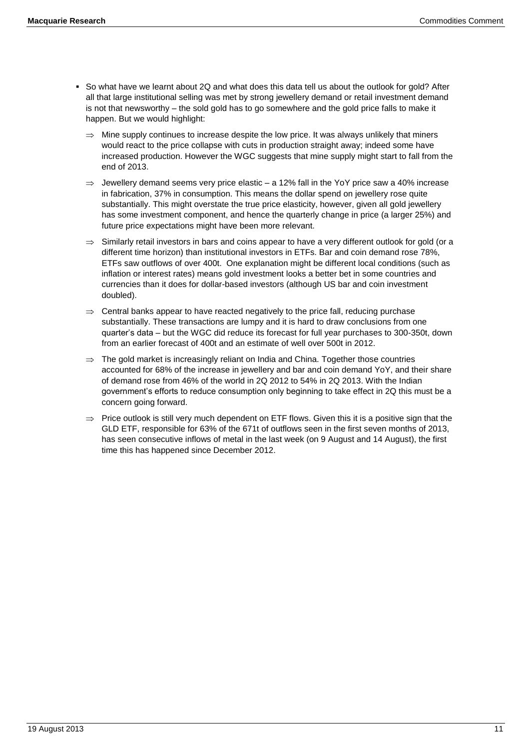- So what have we learnt about 2Q and what does this data tell us about the outlook for gold? After all that large institutional selling was met by strong jewellery demand or retail investment demand is not that newsworthy – the sold gold has to go somewhere and the gold price falls to make it happen. But we would highlight:

  - ⇒ Mine supply continues to increase despite the low price. It was always unlikely that miners would react to the price collapse with cuts in production straight away; indeed some have increased production. However the WGC suggests that mine supply might start to fall from the end of 2013.

  - ⇒ Jewellery demand seems very price elastic – a 12% fall in the YoY price saw a 40% increase in fabrication, 37% in consumption. This means the dollar spend on jewellery rose quite substantially. This might overstate the true price elasticity, however, given all gold jewellery has some investment component, and hence the quarterly change in price (a larger 25%) and future price expectations might have been more relevant.

  - ⇒ Similarly retail investors in bars and coins appear to have a very different outlook for gold (or a different time horizon) than institutional investors in ETFs. Bar and coin demand rose 78%, ETFs saw outflows of over 400t. One explanation might be different local conditions (such as inflation or interest rates) means gold investment looks a better bet in some countries and currencies than it does for dollar-based investors (although US bar and coin investment doubled).

  - ⇒ Central banks appear to have reacted negatively to the price fall, reducing purchase substantially. These transactions are lumpy and it is hard to draw conclusions from one quarter's data – but the WGC did reduce its forecast for full year purchases to 300-350t, down from an earlier forecast of 400t and an estimate of well over 500t in 2012.

  - ⇒ The gold market is increasingly reliant on India and China. Together those countries accounted for 68% of the increase in jewellery and bar and coin demand YoY, and their share of demand rose from 46% of the world in 2Q 2012 to 54% in 2Q 2013. With the Indian government's efforts to reduce consumption only beginning to take effect in 2Q this must be a concern going forward.

  - ⇒ Price outlook is still very much dependent on ETF flows. Given this it is a positive sign that the GLD ETF, responsible for 63% of the 671t of outflows seen in the first seven months of 2013, has seen consecutive inflows of metal in the last week (on 9 August and 14 August), the first time this has happened since December 2012.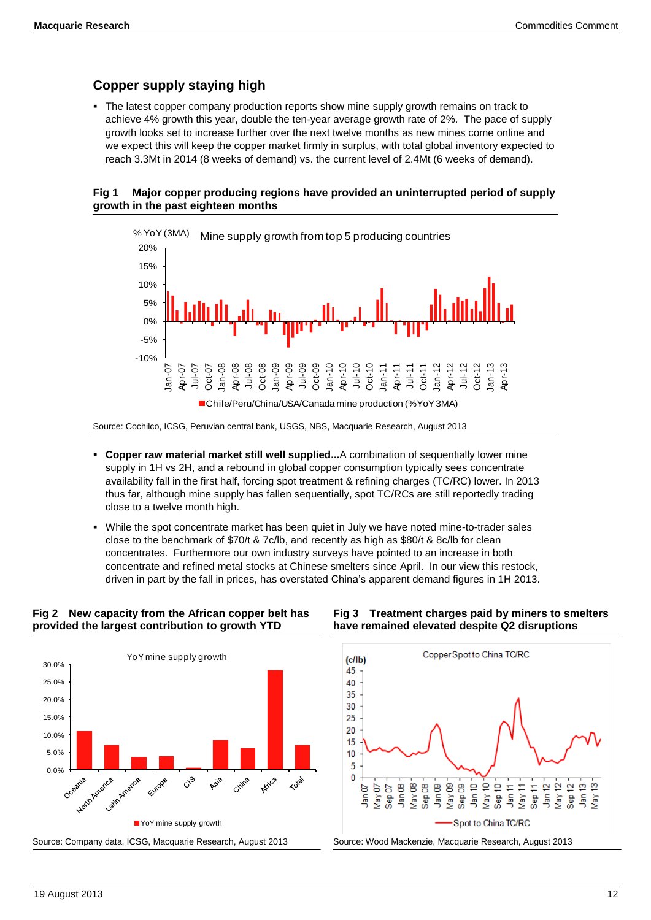## Copper supply staying high

- The latest copper company production reports show mine supply growth remains on track to achieve 4% growth this year, double the ten-year average growth rate of 2%. The pace of supply growth looks set to increase further over the next twelve months as new mines come online and we expect this will keep the copper market firmly in surplus, with total global inventory expected to reach 3.3Mt in 2014 (8 weeks of demand) vs. the current level of 2.4Mt (6 weeks of demand).

**Fig 1 Major copper producing regions have provided an uninterrupted period of supply growth in the past eighteen months**

Source: Cochilco, ICSG, Peruvian central bank, USGS, NBS, Macquarie Research, August 2013

- **Copper raw material market still well supplied...**A combination of sequentially lower mine supply in 1H vs 2H, and a rebound in global copper consumption typically sees concentrate availability fall in the first half, forcing spot treatment & refining charges (TC/RC) lower. In 2013 thus far, although mine supply has fallen sequentially, spot TC/RCs are still reportedly trading close to a twelve month high.

- While the spot concentrate market has been quiet in July we have noted mine-to-trader sales close to the benchmark of $70/t & 7c/lb, and recently as high as $80/t & 8c/lb for clean concentrates. Furthermore our own industry surveys have pointed to an increase in both concentrate and refined metal stocks at Chinese smelters since April. In our view this restock, driven in part by the fall in prices, has overstated China's apparent demand figures in 1H 2013.

**Fig 2 New capacity from the African copper belt has provided the largest contribution to growth YTD**

Source: Company data, ICSG, Macquarie Research, August 2013

**Fig 3 Treatment charges paid by miners to smelters have remained elevated despite Q2 disruptions**

Source: Wood Mackenzie, Macquarie Research, August 2013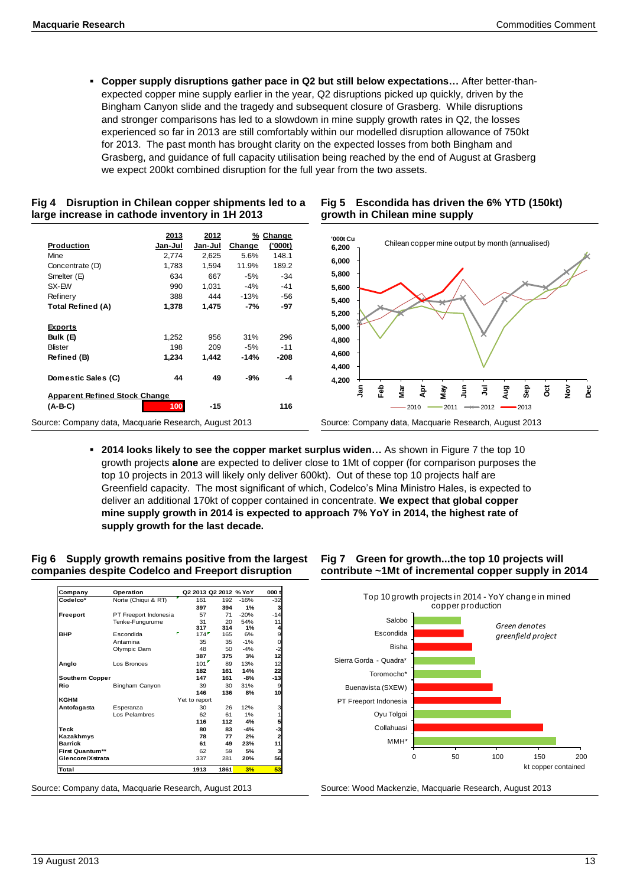- **Copper supply disruptions gather pace in Q2 but still below expectations…** After better-than-expected copper mine supply earlier in the year, Q2 disruptions picked up quickly, driven by the Bingham Canyon slide and the tragedy and subsequent closure of Grasberg. While disruptions and stronger comparisons has led to a slowdown in mine supply growth rates in Q2, the losses experienced so far in 2013 are still comfortably within our modelled disruption allowance of 750kt for 2013. The past month has brought clarity on the expected losses from both Bingham and Grasberg, and guidance of full capacity utilisation being reached by the end of August at Grasberg we expect 200kt combined disruption for the full year from the two assets.

**Fig 4 Disruption in Chilean copper shipments led to a large increase in cathode inventory in 1H 2013**

| Production | 2013 Jan-Jul | 2012 Jan-Jul | % Change | Change ('000t) |
|---|---|---|---|---|
| Mine | 2,774 | 2,625 | 5.6% | 148.1 |
| Concentrate (D) | 1,783 | 1,594 | 11.9% | 189.2 |
| Smelter (E) | 634 | 667 | -5% | -34 |
| SX-EW | 990 | 1,031 | -4% | -41 |
| Refinery | 388 | 444 | -13% | -56 |
| **Total Refined (A)** | **1,378** | **1,475** | **-7%** | **-97** |
| **Exports** | | | | |
| **Bulk (E)** | 1,252 | 956 | 31% | 296 |
| Blister | 198 | 209 | -5% | -11 |
| **Refined (B)** | **1,234** | **1,442** | **-14%** | **-208** |
| **Domestic Sales (C)** | **44** | **49** | **-9%** | **-4** |
| **Apparent Refined Stock Change (A-B-C)** | **100** | **-15** | | **116** |

Source: Company data, Macquarie Research, August 2013

**Fig 5 Escondida has driven the 6% YTD (150kt) growth in Chilean mine supply**

Source: Company data, Macquarie Research, August 2013

- **2014 looks likely to see the copper market surplus widen…** As shown in Figure 7 the top 10 growth projects **alone** are expected to deliver close to 1Mt of copper (for comparison purposes the top 10 projects in 2013 will likely only deliver 600kt). Out of these top 10 projects half are Greenfield capacity. The most significant of which, Codelco's Mina Ministro Hales, is expected to deliver an additional 170kt of copper contained in concentrate. **We expect that global copper mine supply growth in 2014 is expected to approach 7% YoY in 2014, the highest rate of supply growth for the last decade.**

**Fig 6 Supply growth remains positive from the largest companies despite Codelco and Freeport disruption**

| Company | Operation | Q2 2013 | Q2 2012 | % YoY | 000 t |
|---|---|---|---|---|---|
| Codelco* | Norte (Chiqui & RT) | 161 | 192 | -16% | -32 |
| | | 397 | 394 | 1% | 3 |
| Freeport | PT Freeport Indonesia | 57 | 71 | -20% | -14 |
| | Tenke-Fungurume | 31 | 20 | 54% | 11 |
| | | 317 | 314 | 1% | 4 |
| BHP | Escondida | 174 | 165 | 6% | 9 |
| | Antamina | 35 | 35 | -1% | 0 |
| | Olympic Dam | 48 | 50 | -4% | -2 |
| | | 387 | 375 | 3% | 12 |
| Anglo | Los Bronces | 101 | 89 | 13% | 12 |
| | | 182 | 161 | 14% | 22 |
| Southern Copper | | 147 | 161 | -8% | -13 |
| Rio | Bingham Canyon | 39 | 30 | 31% | 9 |
| | | 146 | 136 | 8% | 10 |
| KGHM | | Yet to report | | | |
| Antofagasta | Esperanza | 30 | 26 | 12% | 3 |
| | Los Pelambres | 62 | 61 | 1% | 1 |
| | | 116 | 112 | 4% | 5 |
| Teck | | 80 | 83 | -4% | -3 |
| Kazakhmys | | 78 | 77 | 2% | 2 |
| Barrick | | 61 | 49 | 23% | 11 |
| First Quantum** | | 62 | 59 | 5% | 3 |
| Glencore/Xstrata | | 337 | 281 | 20% | 56 |
| **Total** | | **1913** | **1861** | **3%** | **53** |

Source: Company data, Macquarie Research, August 2013

**Fig 7 Green for growth...the top 10 projects will contribute ~1Mt of incremental copper supply in 2014**

Source: Wood Mackenzie, Macquarie Research, August 2013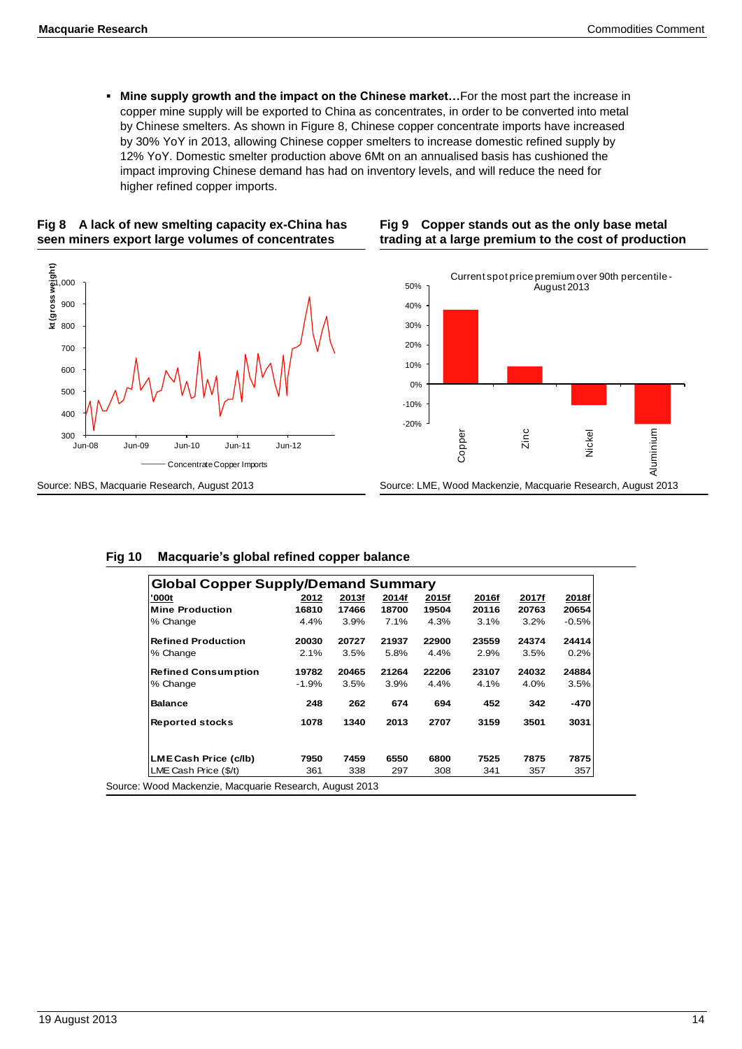- **Mine supply growth and the impact on the Chinese market…**For the most part the increase in copper mine supply will be exported to China as concentrates, in order to be converted into metal by Chinese smelters. As shown in Figure 8, Chinese copper concentrate imports have increased by 30% YoY in 2013, allowing Chinese copper smelters to increase domestic refined supply by 12% YoY. Domestic smelter production above 6Mt on an annualised basis has cushioned the impact improving Chinese demand has had on inventory levels, and will reduce the need for higher refined copper imports.

**Fig 8 A lack of new smelting capacity ex-China has seen miners export large volumes of concentrates**

Source: NBS, Macquarie Research, August 2013

**Fig 9 Copper stands out as the only base metal trading at a large premium to the cost of production**

Source: LME, Wood Mackenzie, Macquarie Research, August 2013

**Fig 10 Macquarie's global refined copper balance**

| **Global Copper Supply/Demand Summary** | | | | | | | |
|---|---|---|---|---|---|---|---|
| **'000t** | **2012** | **2013f** | **2014f** | **2015f** | **2016f** | **2017f** | **2018f** |
| **Mine Production** | **16810** | **17466** | **18700** | **19504** | **20116** | **20763** | **20654** |
| % Change | 4.4% | 3.9% | 7.1% | 4.3% | 3.1% | 3.2% | -0.5% |
| **Refined Production** | **20030** | **20727** | **21937** | **22900** | **23559** | **24374** | **24414** |
| % Change | 2.1% | 3.5% | 5.8% | 4.4% | 2.9% | 3.5% | 0.2% |
| **Refined Consumption** | **19782** | **20465** | **21264** | **22206** | **23107** | **24032** | **24884** |
| % Change | -1.9% | 3.5% | 3.9% | 4.4% | 4.1% | 4.0% | 3.5% |
| **Balance** | **248** | **262** | **674** | **694** | **452** | **342** | **-470** |
| **Reported stocks** | **1078** | **1340** | **2013** | **2707** | **3159** | **3501** | **3031** |
| **LME Cash Price (c/lb)** | **7950** | **7459** | **6550** | **6800** | **7525** | **7875** | **7875** |
| LME Cash Price ($/t) | 361 | 338 | 297 | 308 | 341 | 357 | 357 |

Source: Wood Mackenzie, Macquarie Research, August 2013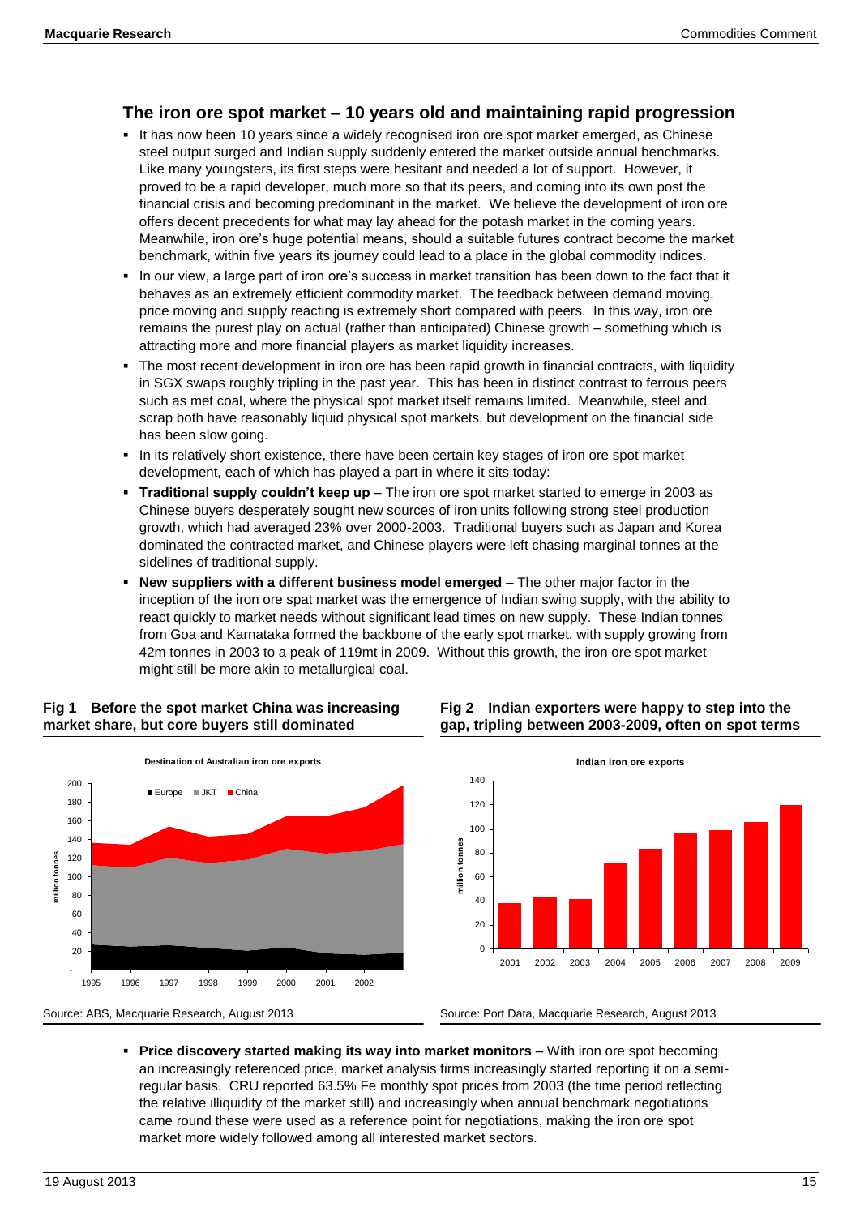## The iron ore spot market – 10 years old and maintaining rapid progression

- It has now been 10 years since a widely recognised iron ore spot market emerged, as Chinese steel output surged and Indian supply suddenly entered the market outside annual benchmarks. Like many youngsters, its first steps were hesitant and needed a lot of support. However, it proved to be a rapid developer, much more so that its peers, and coming into its own post the financial crisis and becoming predominant in the market. We believe the development of iron ore offers decent precedents for what may lay ahead for the potash market in the coming years. Meanwhile, iron ore's huge potential means, should a suitable futures contract become the market benchmark, within five years its journey could lead to a place in the global commodity indices.
- In our view, a large part of iron ore's success in market transition has been down to the fact that it behaves as an extremely efficient commodity market. The feedback between demand moving, price moving and supply reacting is extremely short compared with peers. In this way, iron ore remains the purest play on actual (rather than anticipated) Chinese growth – something which is attracting more and more financial players as market liquidity increases.
- The most recent development in iron ore has been rapid growth in financial contracts, with liquidity in SGX swaps roughly tripling in the past year. This has been in distinct contrast to ferrous peers such as met coal, where the physical spot market itself remains limited. Meanwhile, steel and scrap both have reasonably liquid physical spot markets, but development on the financial side has been slow going.
- In its relatively short existence, there have been certain key stages of iron ore spot market development, each of which has played a part in where it sits today:
- **Traditional supply couldn't keep up** – The iron ore spot market started to emerge in 2003 as Chinese buyers desperately sought new sources of iron units following strong steel production growth, which had averaged 23% over 2000-2003. Traditional buyers such as Japan and Korea dominated the contracted market, and Chinese players were left chasing marginal tonnes at the sidelines of traditional supply.
- **New suppliers with a different business model emerged** – The other major factor in the inception of the iron ore spat market was the emergence of Indian swing supply, with the ability to react quickly to market needs without significant lead times on new supply. These Indian tonnes from Goa and Karnataka formed the backbone of the early spot market, with supply growing from 42m tonnes in 2003 to a peak of 119mt in 2009. Without this growth, the iron ore spot market might still be more akin to metallurgical coal.

**Fig 1 Before the spot market China was increasing market share, but core buyers still dominated**

Source: ABS, Macquarie Research, August 2013

**Fig 2 Indian exporters were happy to step into the gap, tripling between 2003-2009, often on spot terms**

Source: Port Data, Macquarie Research, August 2013

- **Price discovery started making its way into market monitors** – With iron ore spot becoming an increasingly referenced price, market analysis firms increasingly started reporting it on a semi-regular basis. CRU reported 63.5% Fe monthly spot prices from 2003 (the time period reflecting the relative illiquidity of the market still) and increasingly when annual benchmark negotiations came round these were used as a reference point for negotiations, making the iron ore spot market more widely followed among all interested market sectors.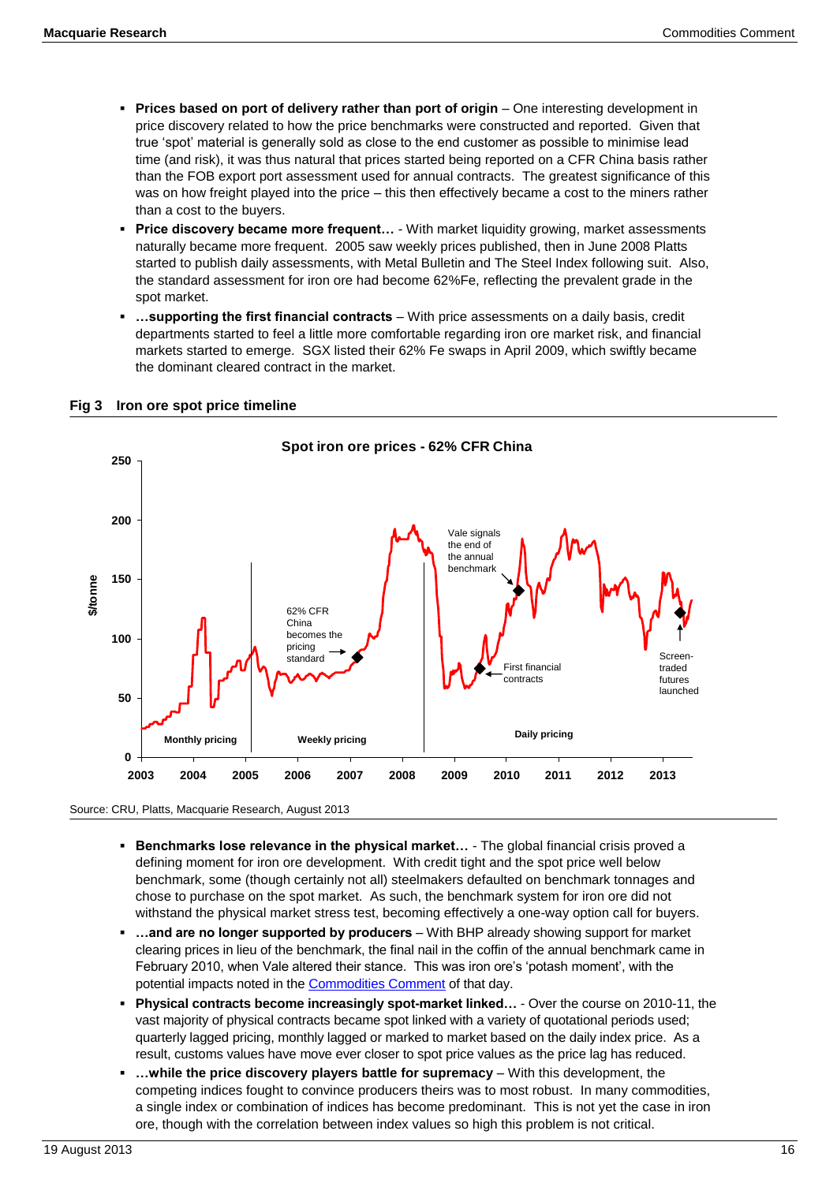- **Prices based on port of delivery rather than port of origin** – One interesting development in price discovery related to how the price benchmarks were constructed and reported. Given that true 'spot' material is generally sold as close to the end customer as possible to minimise lead time (and risk), it was thus natural that prices started being reported on a CFR China basis rather than the FOB export port assessment used for annual contracts. The greatest significance of this was on how freight played into the price – this then effectively became a cost to the miners rather than a cost to the buyers.
- **Price discovery became more frequent…** - With market liquidity growing, market assessments naturally became more frequent. 2005 saw weekly prices published, then in June 2008 Platts started to publish daily assessments, with Metal Bulletin and The Steel Index following suit. Also, the standard assessment for iron ore had become 62%Fe, reflecting the prevalent grade in the spot market.
- **…supporting the first financial contracts** – With price assessments on a daily basis, credit departments started to feel a little more comfortable regarding iron ore market risk, and financial markets started to emerge. SGX listed their 62% Fe swaps in April 2009, which swiftly became the dominant cleared contract in the market.

**Fig 3 Iron ore spot price timeline**

Spot iron ore prices - 62% CFR China

Source: CRU, Platts, Macquarie Research, August 2013

- **Benchmarks lose relevance in the physical market…** - The global financial crisis proved a defining moment for iron ore development. With credit tight and the spot price well below benchmark, some (though certainly not all) steelmakers defaulted on benchmark tonnages and chose to purchase on the spot market. As such, the benchmark system for iron ore did not withstand the physical market stress test, becoming effectively a one-way option call for buyers.
- **…and are no longer supported by producers** – With BHP already showing support for market clearing prices in lieu of the benchmark, the final nail in the coffin of the annual benchmark came in February 2010, when Vale altered their stance. This was iron ore's 'potash moment', with the potential impacts noted in the Commodities Comment of that day.
- **Physical contracts become increasingly spot-market linked…** - Over the course on 2010-11, the vast majority of physical contracts became spot linked with a variety of quotational periods used; quarterly lagged pricing, monthly lagged or marked to market based on the daily index price. As a result, customs values have move ever closer to spot price values as the price lag has reduced.
- **…while the price discovery players battle for supremacy** – With this development, the competing indices fought to convince producers theirs was to most robust. In many commodities, a single index or combination of indices has become predominant. This is not yet the case in iron ore, though with the correlation between index values so high this problem is not critical.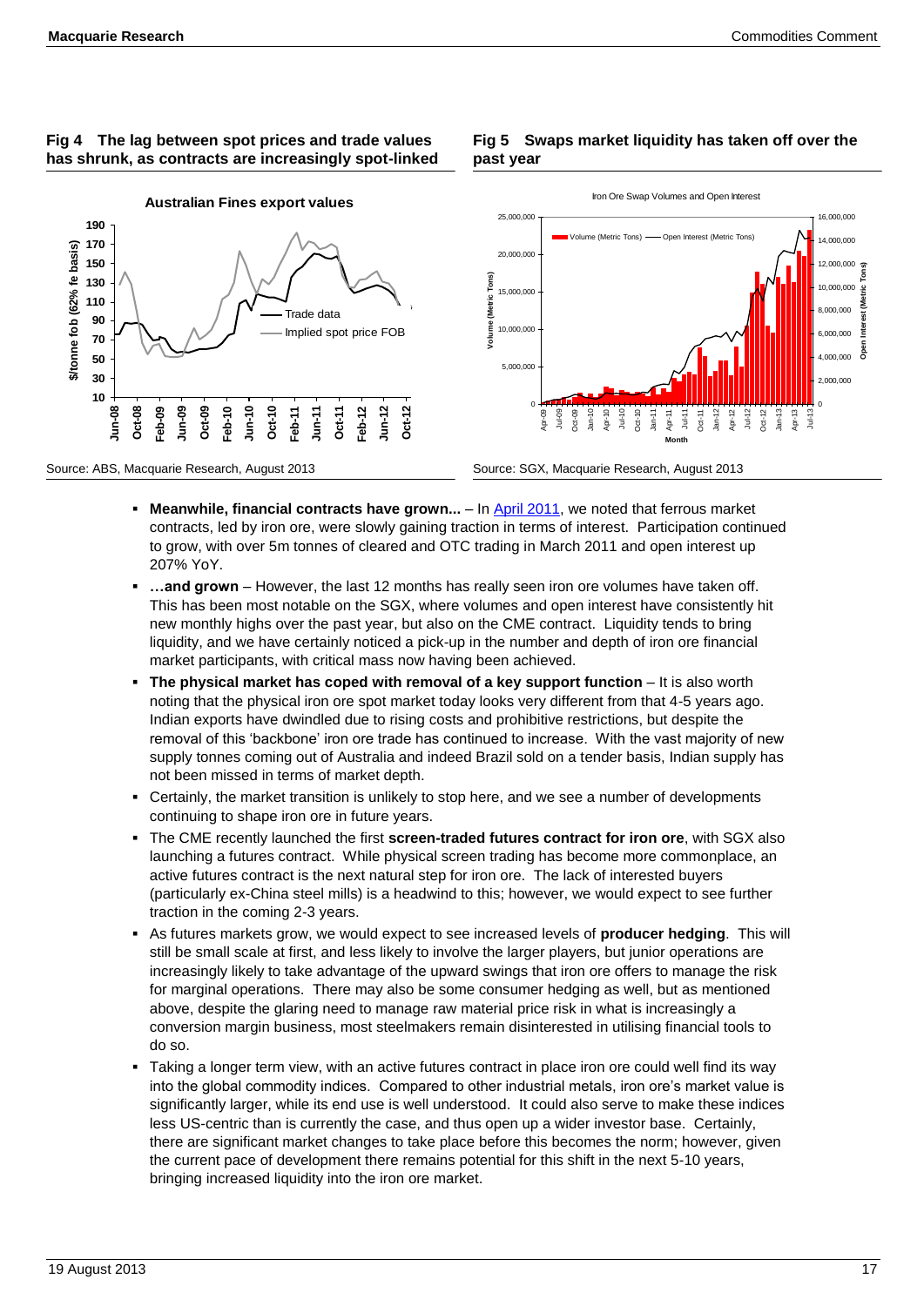**Fig 4 The lag between spot prices and trade values has shrunk, as contracts are increasingly spot-linked**

Source: ABS, Macquarie Research, August 2013

**Fig 5 Swaps market liquidity has taken off over the past year**

Source: SGX, Macquarie Research, August 2013

- **Meanwhile, financial contracts have grown...** – In April 2011, we noted that ferrous market contracts, led by iron ore, were slowly gaining traction in terms of interest. Participation continued to grow, with over 5m tonnes of cleared and OTC trading in March 2011 and open interest up 207% YoY.
- **…and grown** – However, the last 12 months has really seen iron ore volumes have taken off. This has been most notable on the SGX, where volumes and open interest have consistently hit new monthly highs over the past year, but also on the CME contract. Liquidity tends to bring liquidity, and we have certainly noticed a pick-up in the number and depth of iron ore financial market participants, with critical mass now having been achieved.
- **The physical market has coped with removal of a key support function** – It is also worth noting that the physical iron ore spot market today looks very different from that 4-5 years ago. Indian exports have dwindled due to rising costs and prohibitive restrictions, but despite the removal of this 'backbone' iron ore trade has continued to increase. With the vast majority of new supply tonnes coming out of Australia and indeed Brazil sold on a tender basis, Indian supply has not been missed in terms of market depth.
- Certainly, the market transition is unlikely to stop here, and we see a number of developments continuing to shape iron ore in future years.
- The CME recently launched the first **screen-traded futures contract for iron ore**, with SGX also launching a futures contract. While physical screen trading has become more commonplace, an active futures contract is the next natural step for iron ore. The lack of interested buyers (particularly ex-China steel mills) is a headwind to this; however, we would expect to see further traction in the coming 2-3 years.
- As futures markets grow, we would expect to see increased levels of **producer hedging**. This will still be small scale at first, and less likely to involve the larger players, but junior operations are increasingly likely to take advantage of the upward swings that iron ore offers to manage the risk for marginal operations. There may also be some consumer hedging as well, but as mentioned above, despite the glaring need to manage raw material price risk in what is increasingly a conversion margin business, most steelmakers remain disinterested in utilising financial tools to do so.
- Taking a longer term view, with an active futures contract in place iron ore could well find its way into the global commodity indices. Compared to other industrial metals, iron ore's market value is significantly larger, while its end use is well understood. It could also serve to make these indices less US-centric than is currently the case, and thus open up a wider investor base. Certainly, there are significant market changes to take place before this becomes the norm; however, given the current pace of development there remains potential for this shift in the next 5-10 years, bringing increased liquidity into the iron ore market.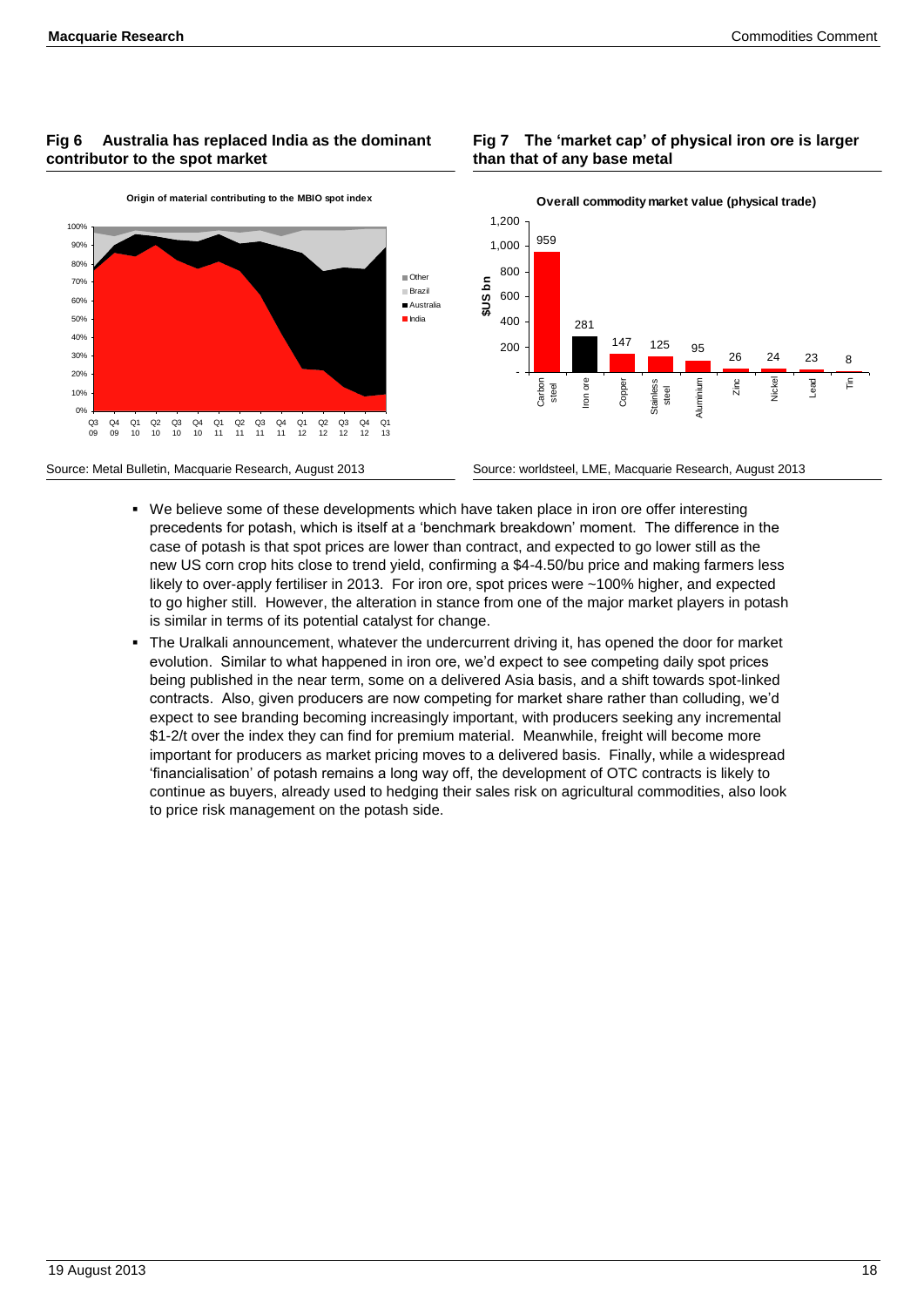**Fig 6 Australia has replaced India as the dominant contributor to the spot market**

Origin of material contributing to the MBIO spot index

Source: Metal Bulletin, Macquarie Research, August 2013

**Fig 7 The 'market cap' of physical iron ore is larger than that of any base metal**

Overall commodity market value (physical trade)

| Commodity | $US bn |
|---|---|
| Carbon steel | 959 |
| Iron ore | 281 |
| Copper | 147 |
| Stainless steel | 125 |
| Aluminium | 95 |
| Zinc | 26 |
| Nickel | 24 |
| Lead | 23 |
| Tin | 8 |

Source: worldsteel, LME, Macquarie Research, August 2013

- We believe some of these developments which have taken place in iron ore offer interesting precedents for potash, which is itself at a 'benchmark breakdown' moment. The difference in the case of potash is that spot prices are lower than contract, and expected to go lower still as the new US corn crop hits close to trend yield, confirming a $4-4.50/bu price and making farmers less likely to over-apply fertiliser in 2013. For iron ore, spot prices were ~100% higher, and expected to go higher still. However, the alteration in stance from one of the major market players in potash is similar in terms of its potential catalyst for change.
- The Uralkali announcement, whatever the undercurrent driving it, has opened the door for market evolution. Similar to what happened in iron ore, we'd expect to see competing daily spot prices being published in the near term, some on a delivered Asia basis, and a shift towards spot-linked contracts. Also, given producers are now competing for market share rather than colluding, we'd expect to see branding becoming increasingly important, with producers seeking any incremental $1-2/t over the index they can find for premium material. Meanwhile, freight will become more important for producers as market pricing moves to a delivered basis. Finally, while a widespread 'financialisation' of potash remains a long way off, the development of OTC contracts is likely to continue as buyers, already used to hedging their sales risk on agricultural commodities, also look to price risk management on the potash side.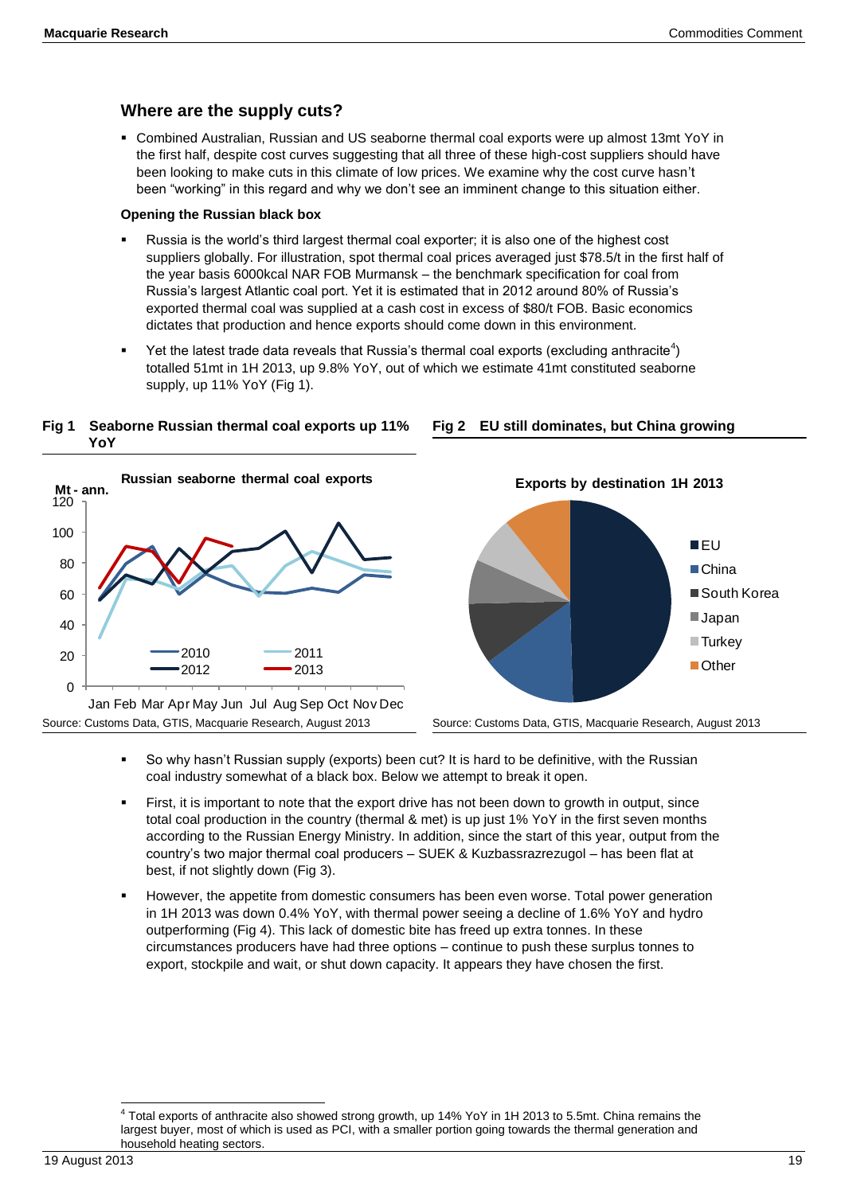## Where are the supply cuts?

- Combined Australian, Russian and US seaborne thermal coal exports were up almost 13mt YoY in the first half, despite cost curves suggesting that all three of these high-cost suppliers should have been looking to make cuts in this climate of low prices. We examine why the cost curve hasn't been "working" in this regard and why we don't see an imminent change to this situation either.

### Opening the Russian black box

- Russia is the world's third largest thermal coal exporter; it is also one of the highest cost suppliers globally. For illustration, spot thermal coal prices averaged just $78.5/t in the first half of the year basis 6000kcal NAR FOB Murmansk – the benchmark specification for coal from Russia's largest Atlantic coal port. Yet it is estimated that in 2012 around 80% of Russia's exported thermal coal was supplied at a cash cost in excess of $80/t FOB. Basic economics dictates that production and hence exports should come down in this environment.
- Yet the latest trade data reveals that Russia's thermal coal exports (excluding anthracite[4]) totalled 51mt in 1H 2013, up 9.8% YoY, out of which we estimate 41mt constituted seaborne supply, up 11% YoY (Fig 1).

**Fig 1 Seaborne Russian thermal coal exports up 11% YoY**

Source: Customs Data, GTIS, Macquarie Research, August 2013

**Fig 2 EU still dominates, but China growing**

Source: Customs Data, GTIS, Macquarie Research, August 2013

- So why hasn't Russian supply (exports) been cut? It is hard to be definitive, with the Russian coal industry somewhat of a black box. Below we attempt to break it open.
- First, it is important to note that the export drive has not been down to growth in output, since total coal production in the country (thermal & met) is up just 1% YoY in the first seven months according to the Russian Energy Ministry. In addition, since the start of this year, output from the country's two major thermal coal producers – SUEK & Kuzbassrazrezugol – has been flat at best, if not slightly down (Fig 3).
- However, the appetite from domestic consumers has been even worse. Total power generation in 1H 2013 was down 0.4% YoY, with thermal power seeing a decline of 1.6% YoY and hydro outperforming (Fig 4). This lack of domestic bite has freed up extra tonnes. In these circumstances producers have had three options – continue to push these surplus tonnes to export, stockpile and wait, or shut down capacity. It appears they have chosen the first.

[4] Total exports of anthracite also showed strong growth, up 14% YoY in 1H 2013 to 5.5mt. China remains the largest buyer, most of which is used as PCI, with a smaller portion going towards the thermal generation and household heating sectors.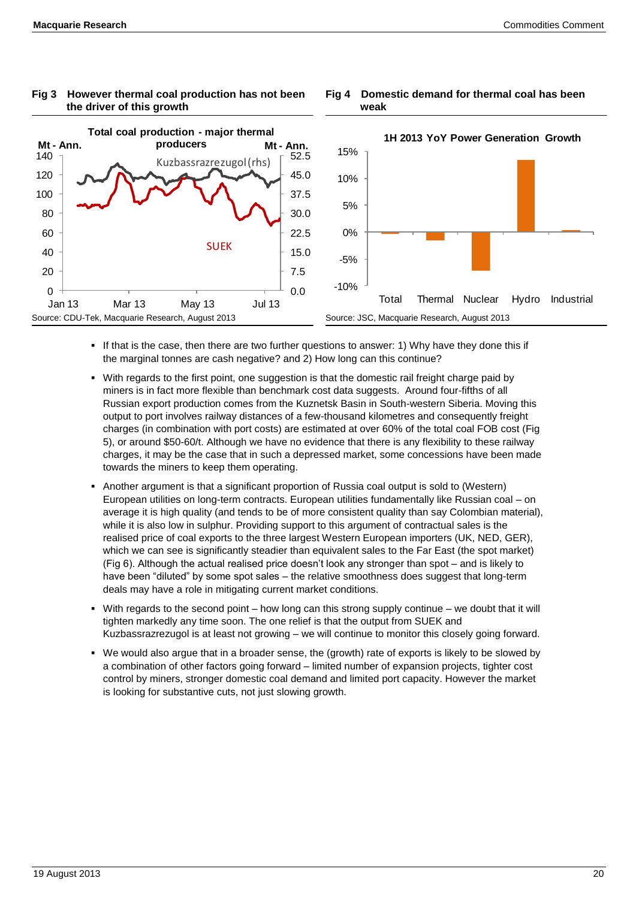**Fig 3 However thermal coal production has not been the driver of this growth**

Source: CDU-Tek, Macquarie Research, August 2013

**Fig 4 Domestic demand for thermal coal has been weak**

Source: JSC, Macquarie Research, August 2013

- If that is the case, then there are two further questions to answer: 1) Why have they done this if the marginal tonnes are cash negative? and 2) How long can this continue?
- With regards to the first point, one suggestion is that the domestic rail freight charge paid by miners is in fact more flexible than benchmark cost data suggests. Around four-fifths of all Russian export production comes from the Kuznetsk Basin in South-western Siberia. Moving this output to port involves railway distances of a few-thousand kilometres and consequently freight charges (in combination with port costs) are estimated at over 60% of the total coal FOB cost (Fig 5), or around $50-60/t. Although we have no evidence that there is any flexibility to these railway charges, it may be the case that in such a depressed market, some concessions have been made towards the miners to keep them operating.
- Another argument is that a significant proportion of Russia coal output is sold to (Western) European utilities on long-term contracts. European utilities fundamentally like Russian coal – on average it is high quality (and tends to be of more consistent quality than say Colombian material), while it is also low in sulphur. Providing support to this argument of contractual sales is the realised price of coal exports to the three largest Western European importers (UK, NED, GER), which we can see is significantly steadier than equivalent sales to the Far East (the spot market) (Fig 6). Although the actual realised price doesn't look any stronger than spot – and is likely to have been "diluted" by some spot sales – the relative smoothness does suggest that long-term deals may have a role in mitigating current market conditions.
- With regards to the second point – how long can this strong supply continue – we doubt that it will tighten markedly any time soon. The one relief is that the output from SUEK and Kuzbassrazrezugol is at least not growing – we will continue to monitor this closely going forward.
- We would also argue that in a broader sense, the (growth) rate of exports is likely to be slowed by a combination of other factors going forward – limited number of expansion projects, tighter cost control by miners, stronger domestic coal demand and limited port capacity. However the market is looking for substantive cuts, not just slowing growth.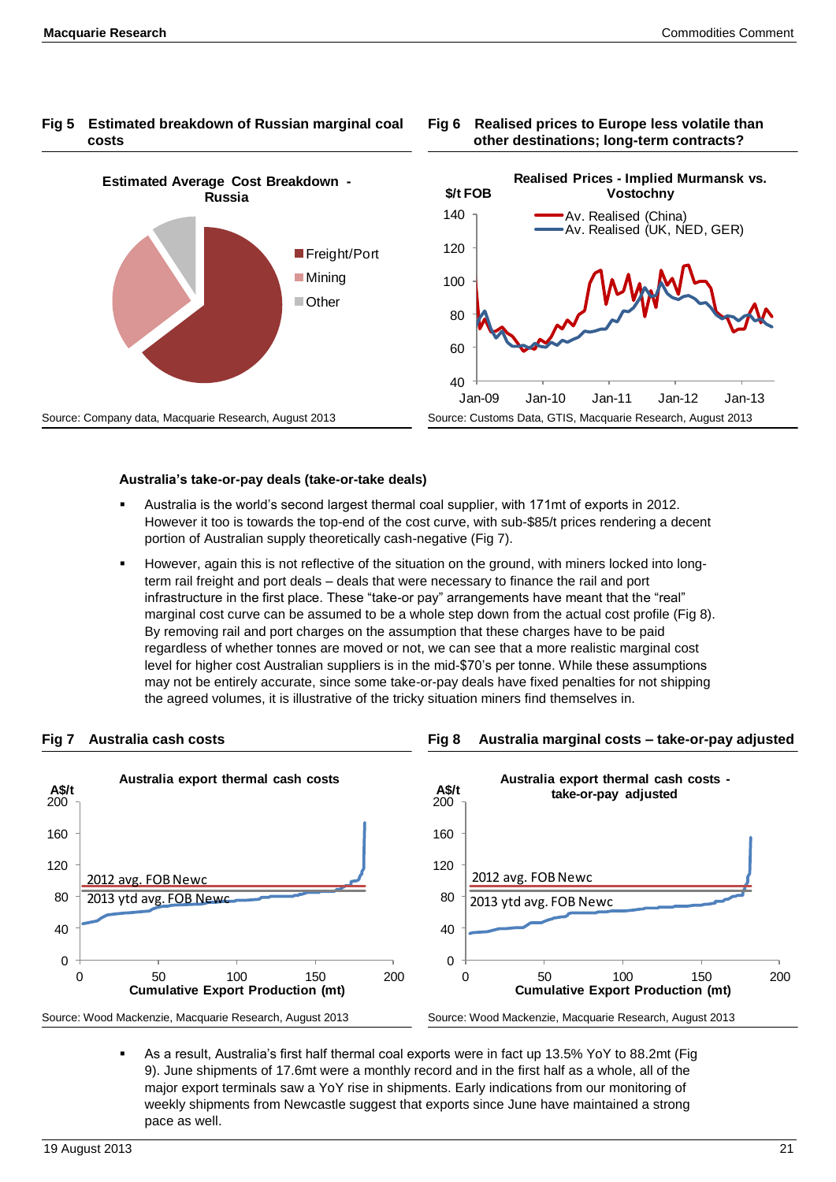**Fig 5 Estimated breakdown of Russian marginal coal costs**

Estimated Average Cost Breakdown - Russia

- Freight/Port
- Mining
- Other

Source: Company data, Macquarie Research, August 2013

**Fig 6 Realised prices to Europe less volatile than other destinations; long-term contracts?**

Realised Prices - Implied Murmansk vs. Vostochny

$/t FOB

- Av. Realised (China)
- Av. Realised (UK, NED, GER)

Source: Customs Data, GTIS, Macquarie Research, August 2013

### Australia's take-or-pay deals (take-or-take deals)

- Australia is the world's second largest thermal coal supplier, with 171mt of exports in 2012. However it too is towards the top-end of the cost curve, with sub-$85/t prices rendering a decent portion of Australian supply theoretically cash-negative (Fig 7).
- However, again this is not reflective of the situation on the ground, with miners locked into long-term rail freight and port deals – deals that were necessary to finance the rail and port infrastructure in the first place. These "take-or pay" arrangements have meant that the "real" marginal cost curve can be assumed to be a whole step down from the actual cost profile (Fig 8). By removing rail and port charges on the assumption that these charges have to be paid regardless of whether tonnes are moved or not, we can see that a more realistic marginal cost level for higher cost Australian suppliers is in the mid-$70's per tonne. While these assumptions may not be entirely accurate, since some take-or-pay deals have fixed penalties for not shipping the agreed volumes, it is illustrative of the tricky situation miners find themselves in.

**Fig 7 Australia cash costs**

Australia export thermal cash costs

A$/t; Cumulative Export Production (mt)

- 2012 avg. FOB Newc
- 2013 ytd avg. FOB Newc

Source: Wood Mackenzie, Macquarie Research, August 2013

**Fig 8 Australia marginal costs – take-or-pay adjusted**

Australia export thermal cash costs - take-or-pay adjusted

A$/t; Cumulative Export Production (mt)

- 2012 avg. FOB Newc
- 2013 ytd avg. FOB Newc

Source: Wood Mackenzie, Macquarie Research, August 2013

- As a result, Australia's first half thermal coal exports were in fact up 13.5% YoY to 88.2mt (Fig 9). June shipments of 17.6mt were a monthly record and in the first half as a whole, all of the major export terminals saw a YoY rise in shipments. Early indications from our monitoring of weekly shipments from Newcastle suggest that exports since June have maintained a strong pace as well.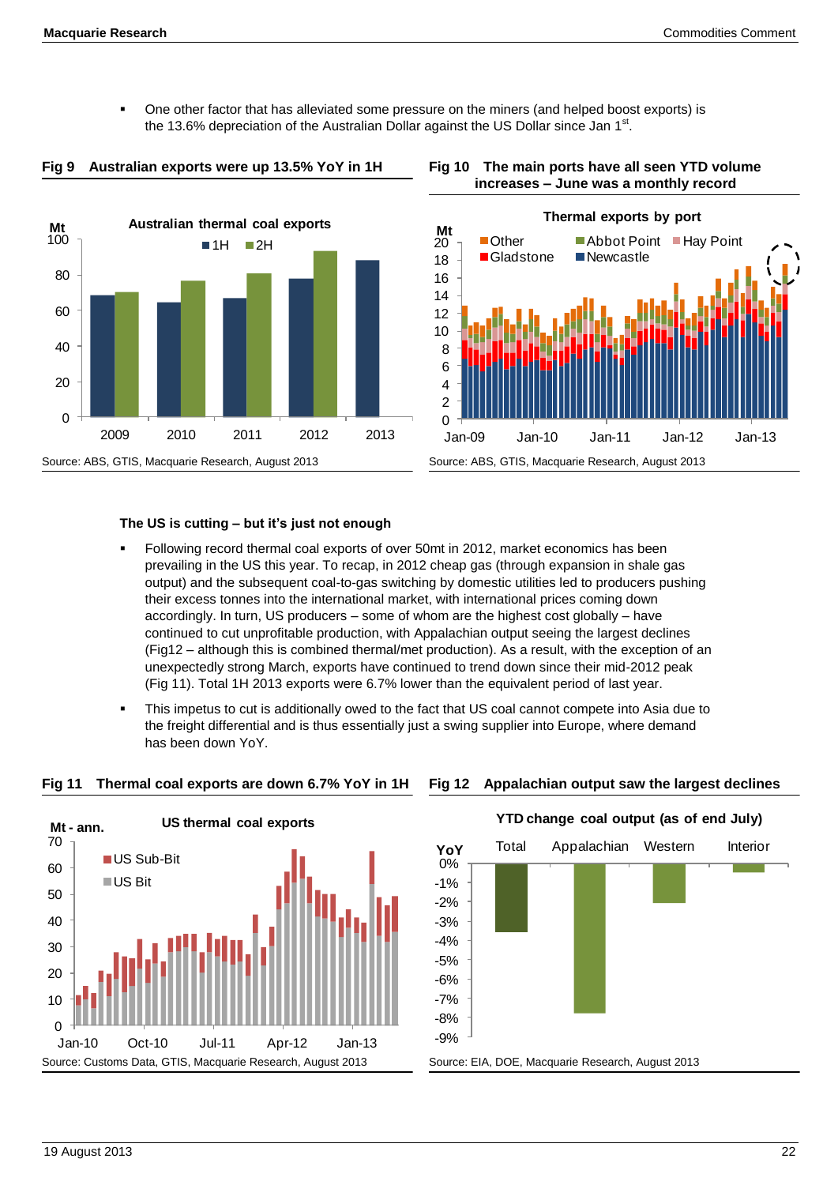- One other factor that has alleviated some pressure on the miners (and helped boost exports) is the 13.6% depreciation of the Australian Dollar against the US Dollar since Jan 1st.

**Fig 9 Australian exports were up 13.5% YoY in 1H**

Australian thermal coal exports

Source: ABS, GTIS, Macquarie Research, August 2013

**Fig 10 The main ports have all seen YTD volume increases – June was a monthly record**

Thermal exports by port

Source: ABS, GTIS, Macquarie Research, August 2013

**The US is cutting – but it's just not enough**

- Following record thermal coal exports of over 50mt in 2012, market economics has been prevailing in the US this year. To recap, in 2012 cheap gas (through expansion in shale gas output) and the subsequent coal-to-gas switching by domestic utilities led to producers pushing their excess tonnes into the international market, with international prices coming down accordingly. In turn, US producers – some of whom are the highest cost globally – have continued to cut unprofitable production, with Appalachian output seeing the largest declines (Fig12 – although this is combined thermal/met production). As a result, with the exception of an unexpectedly strong March, exports have continued to trend down since their mid-2012 peak (Fig 11). Total 1H 2013 exports were 6.7% lower than the equivalent period of last year.
- This impetus to cut is additionally owed to the fact that US coal cannot compete into Asia due to the freight differential and is thus essentially just a swing supplier into Europe, where demand has been down YoY.

**Fig 11 Thermal coal exports are down 6.7% YoY in 1H**

US thermal coal exports

Source: Customs Data, GTIS, Macquarie Research, August 2013

**Fig 12 Appalachian output saw the largest declines**

YTD change coal output (as of end July)

Source: EIA, DOE, Macquarie Research, August 2013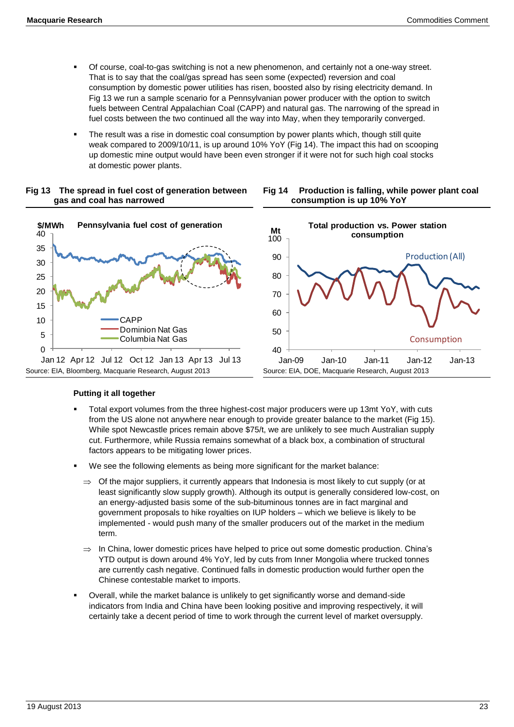- Of course, coal-to-gas switching is not a new phenomenon, and certainly not a one-way street. That is to say that the coal/gas spread has seen some (expected) reversion and coal consumption by domestic power utilities has risen, boosted also by rising electricity demand. In Fig 13 we run a sample scenario for a Pennsylvanian power producer with the option to switch fuels between Central Appalachian Coal (CAPP) and natural gas. The narrowing of the spread in fuel costs between the two continued all the way into May, when they temporarily converged.
- The result was a rise in domestic coal consumption by power plants which, though still quite weak compared to 2009/10/11, is up around 10% YoY (Fig 14). The impact this had on scooping up domestic mine output would have been even stronger if it were not for such high coal stocks at domestic power plants.

**Fig 13 The spread in fuel cost of generation between gas and coal has narrowed**

Source: EIA, Bloomberg, Macquarie Research, August 2013

**Fig 14 Production is falling, while power plant coal consumption is up 10% YoY**

Source: EIA, DOE, Macquarie Research, August 2013

**Putting it all together**

- Total export volumes from the three highest-cost major producers were up 13mt YoY, with cuts from the US alone not anywhere near enough to provide greater balance to the market (Fig 15). While spot Newcastle prices remain above $75/t, we are unlikely to see much Australian supply cut. Furthermore, while Russia remains somewhat of a black box, a combination of structural factors appears to be mitigating lower prices.
- We see the following elements as being more significant for the market balance:
  - ⇒ Of the major suppliers, it currently appears that Indonesia is most likely to cut supply (or at least significantly slow supply growth). Although its output is generally considered low-cost, on an energy-adjusted basis some of the sub-bituminous tonnes are in fact marginal and government proposals to hike royalties on IUP holders – which we believe is likely to be implemented - would push many of the smaller producers out of the market in the medium term.
  - ⇒ In China, lower domestic prices have helped to price out some domestic production. China's YTD output is down around 4% YoY, led by cuts from Inner Mongolia where trucked tonnes are currently cash negative. Continued falls in domestic production would further open the Chinese contestable market to imports.
- Overall, while the market balance is unlikely to get significantly worse and demand-side indicators from India and China have been looking positive and improving respectively, it will certainly take a decent period of time to work through the current level of market oversupply.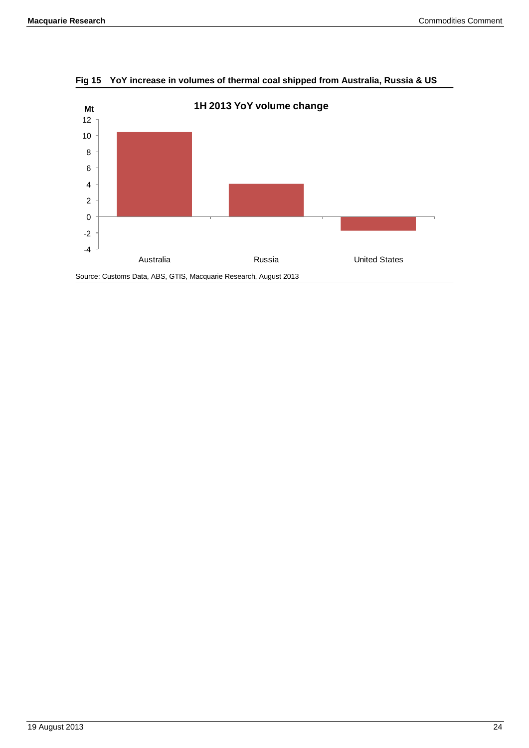**Fig 15 YoY increase in volumes of thermal coal shipped from Australia, Russia & US**

Source: Customs Data, ABS, GTIS, Macquarie Research, August 2013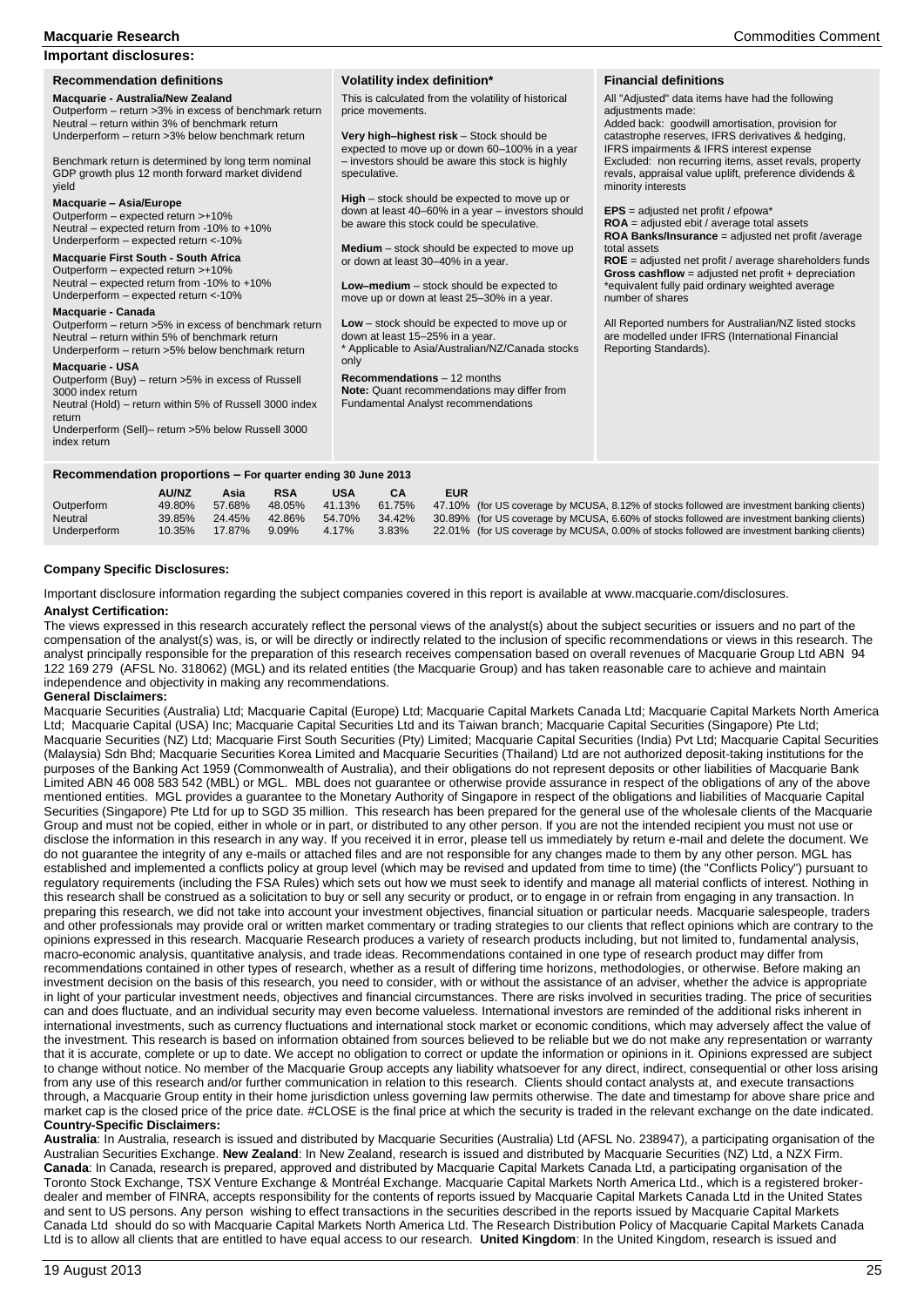## Important disclosures:

### Recommendation definitions

**Macquarie - Australia/New Zealand**
Outperform – return >3% in excess of benchmark return
Neutral – return within 3% of benchmark return
Underperform – return >3% below benchmark return

Benchmark return is determined by long term nominal GDP growth plus 12 month forward market dividend yield

**Macquarie – Asia/Europe**
Outperform – expected return >+10%
Neutral – expected return from -10% to +10%
Underperform – expected return <-10%

**Macquarie First South - South Africa**
Outperform – expected return >+10%
Neutral – expected return from -10% to +10%
Underperform – expected return <-10%

**Macquarie - Canada**
Outperform – return >5% in excess of benchmark return
Neutral – return within 5% of benchmark return
Underperform – return >5% below benchmark return

**Macquarie - USA**
Outperform (Buy) – return >5% in excess of Russell 3000 index return
Neutral (Hold) – return within 5% of Russell 3000 index return
Underperform (Sell)– return >5% below Russell 3000 index return

### Volatility index definition*

This is calculated from the volatility of historical price movements.

**Very high–highest risk** – Stock should be expected to move up or down 60–100% in a year – investors should be aware this stock is highly speculative.

**High** – stock should be expected to move up or down at least 40–60% in a year – investors should be aware this stock could be speculative.

**Medium** – stock should be expected to move up or down at least 30–40% in a year.

**Low–medium** – stock should be expected to move up or down at least 25–30% in a year.

**Low** – stock should be expected to move up or down at least 15–25% in a year.
* Applicable to Asia/Australian/NZ/Canada stocks only

**Recommendations** – 12 months
**Note:** Quant recommendations may differ from Fundamental Analyst recommendations

### Financial definitions

All "Adjusted" data items have had the following adjustments made:
Added back: goodwill amortisation, provision for catastrophe reserves, IFRS derivatives & hedging, IFRS impairments & IFRS interest expense
Excluded: non recurring items, asset revals, property revals, appraisal value uplift, preference dividends & minority interests

**EPS** = adjusted net profit / efpowa*
**ROA** = adjusted ebit / average total assets
**ROA Banks/Insurance** = adjusted net profit /average total assets
**ROE** = adjusted net profit / average shareholders funds
**Gross cashflow** = adjusted net profit + depreciation
*equivalent fully paid ordinary weighted average number of shares

All Reported numbers for Australian/NZ listed stocks are modelled under IFRS (International Financial Reporting Standards).

### Recommendation proportions – For quarter ending 30 June 2013

| | AU/NZ | Asia | RSA | USA | CA | EUR | |
|---|---|---|---|---|---|---|---|
| Outperform | 49.80% | 57.68% | 48.05% | 41.13% | 61.75% | 47.10% | (for US coverage by MCUSA, 8.12% of stocks followed are investment banking clients) |
| Neutral | 39.85% | 24.45% | 42.86% | 54.70% | 34.42% | 30.89% | (for US coverage by MCUSA, 6.60% of stocks followed are investment banking clients) |
| Underperform | 10.35% | 17.87% | 9.09% | 4.17% | 3.83% | 22.01% | (for US coverage by MCUSA, 0.00% of stocks followed are investment banking clients) |

**Company Specific Disclosures:**

Important disclosure information regarding the subject companies covered in this report is available at www.macquarie.com/disclosures.

**Analyst Certification:**

The views expressed in this research accurately reflect the personal views of the analyst(s) about the subject securities or issuers and no part of the compensation of the analyst(s) was, is, or will be directly or indirectly related to the inclusion of specific recommendations or views in this research. The analyst principally responsible for the preparation of this research receives compensation based on overall revenues of Macquarie Group Ltd ABN 94 122 169 279 (AFSL No. 318062) (MGL) and its related entities (the Macquarie Group) and has taken reasonable care to achieve and maintain independence and objectivity in making any recommendations.

**General Disclaimers:**

Macquarie Securities (Australia) Ltd; Macquarie Capital (Europe) Ltd; Macquarie Capital Markets Canada Ltd; Macquarie Capital Markets North America Ltd; Macquarie Capital (USA) Inc; Macquarie Capital Securities Ltd and its Taiwan branch; Macquarie Capital Securities (Singapore) Pte Ltd; Macquarie Securities (NZ) Ltd; Macquarie First South Securities (Pty) Limited; Macquarie Capital Securities (India) Pvt Ltd; Macquarie Capital Securities (Malaysia) Sdn Bhd; Macquarie Securities Korea Limited and Macquarie Securities (Thailand) Ltd are not authorized deposit-taking institutions for the purposes of the Banking Act 1959 (Commonwealth of Australia), and their obligations do not represent deposits or other liabilities of Macquarie Bank Limited ABN 46 008 583 542 (MBL) or MGL. MBL does not guarantee or otherwise provide assurance in respect of the obligations of any of the above mentioned entities. MGL provides a guarantee to the Monetary Authority of Singapore in respect of the obligations and liabilities of Macquarie Capital Securities (Singapore) Pte Ltd for up to SGD 35 million. This research has been prepared for the general use of the wholesale clients of the Macquarie Group and must not be copied, either in whole or in part, or distributed to any other person. If you are not the intended recipient you must not use or disclose the information in this research in any way. If you received it in error, please tell us immediately by return e-mail and delete the document. We do not guarantee the integrity of any e-mails or attached files and are not responsible for any changes made to them by any other person. MGL has established and implemented a conflicts policy at group level (which may be revised and updated from time to time) (the "Conflicts Policy") pursuant to regulatory requirements (including the FSA Rules) which sets out how we must seek to identify and manage all material conflicts of interest. Nothing in this research shall be construed as a solicitation to buy or sell any security or product, or to engage in or refrain from engaging in any transaction. In preparing this research, we did not take into account your investment objectives, financial situation or particular needs. Macquarie salespeople, traders and other professionals may provide oral or written market commentary or trading strategies to our clients that reflect opinions which are contrary to the opinions expressed in this research. Macquarie Research produces a variety of research products including, but not limited to, fundamental analysis, macro-economic analysis, quantitative analysis, and trade ideas. Recommendations contained in one type of research product may differ from recommendations contained in other types of research, whether as a result of differing time horizons, methodologies, or otherwise. Before making an investment decision on the basis of this research, you need to consider, with or without the assistance of an adviser, whether the advice is appropriate in light of your particular investment needs, objectives and financial circumstances. There are risks involved in securities trading. The price of securities can and does fluctuate, and an individual security may even become valueless. International investors are reminded of the additional risks inherent in international investments, such as currency fluctuations and international stock market or economic conditions, which may adversely affect the value of the investment. This research is based on information obtained from sources believed to be reliable but we do not make any representation or warranty that it is accurate, complete or up to date. We accept no obligation to correct or update the information or opinions in it. Opinions expressed are subject to change without notice. No member of the Macquarie Group accepts any liability whatsoever for any direct, indirect, consequential or other loss arising from any use of this research and/or further communication in relation to this research. Clients should contact analysts at, and execute transactions through, a Macquarie Group entity in their home jurisdiction unless governing law permits otherwise. The date and timestamp for above share price and market cap is the closed price of the price date. #CLOSE is the final price at which the security is traded in the relevant exchange on the date indicated.

**Country-Specific Disclaimers:**

**Australia**: In Australia, research is issued and distributed by Macquarie Securities (Australia) Ltd (AFSL No. 238947), a participating organisation of the Australian Securities Exchange. **New Zealand**: In New Zealand, research is issued and distributed by Macquarie Securities (NZ) Ltd, a NZX Firm. **Canada**: In Canada, research is prepared, approved and distributed by Macquarie Capital Markets Canada Ltd, a participating organisation of the Toronto Stock Exchange, TSX Venture Exchange & Montréal Exchange. Macquarie Capital Markets North America Ltd., which is a registered broker-dealer and member of FINRA, accepts responsibility for the contents of reports issued by Macquarie Capital Markets Canada Ltd in the United States and sent to US persons. Any person wishing to effect transactions in the securities described in the reports issued by Macquarie Capital Markets Canada Ltd should do so with Macquarie Capital Markets North America Ltd. The Research Distribution Policy of Macquarie Capital Markets Canada Ltd is to allow all clients that are entitled to have equal access to our research. **United Kingdom**: In the United Kingdom, research is issued and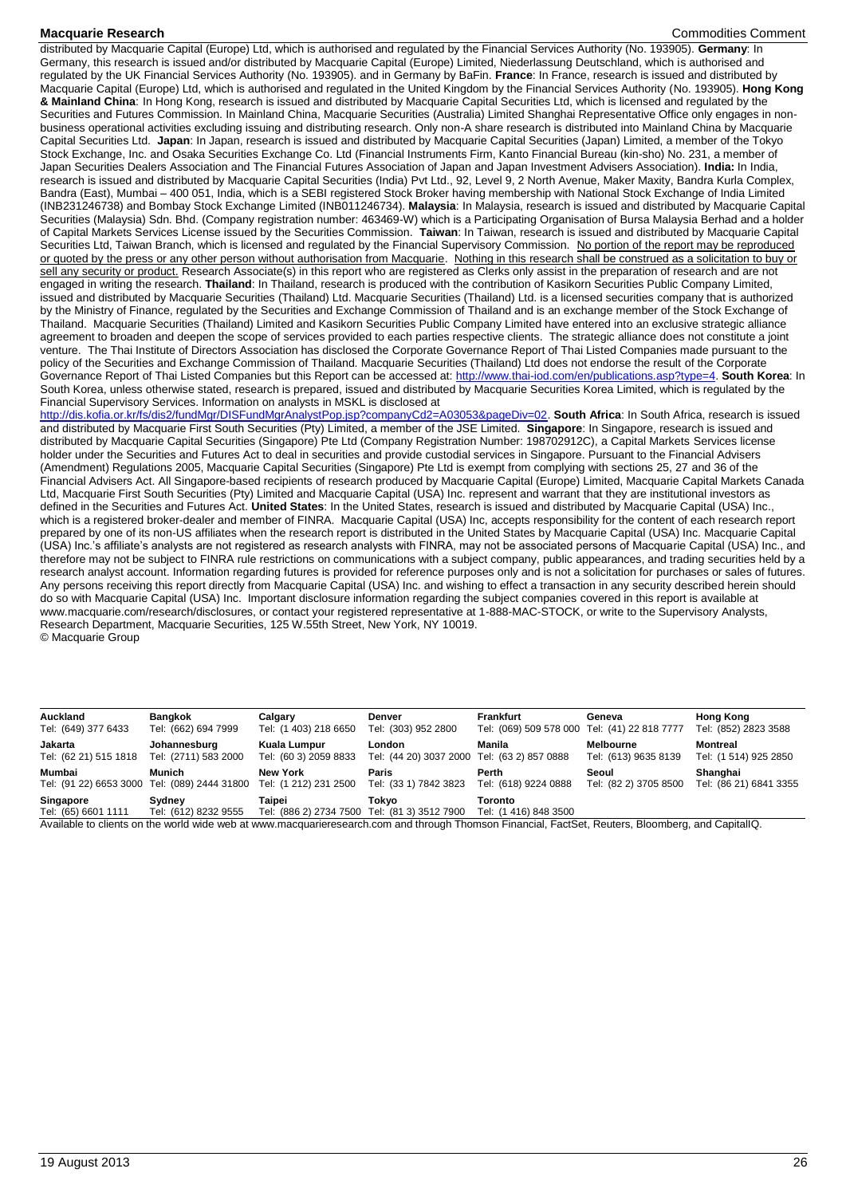distributed by Macquarie Capital (Europe) Ltd, which is authorised and regulated by the Financial Services Authority (No. 193905). **Germany**: In Germany, this research is issued and/or distributed by Macquarie Capital (Europe) Limited, Niederlassung Deutschland, which is authorised and regulated by the UK Financial Services Authority (No. 193905). and in Germany by BaFin. **France**: In France, research is issued and distributed by Macquarie Capital (Europe) Ltd, which is authorised and regulated in the United Kingdom by the Financial Services Authority (No. 193905). **Hong Kong & Mainland China**: In Hong Kong, research is issued and distributed by Macquarie Capital Securities Ltd, which is licensed and regulated by the Securities and Futures Commission. In Mainland China, Macquarie Securities (Australia) Limited Shanghai Representative Office only engages in non-business operational activities excluding issuing and distributing research. Only non-A share research is distributed into Mainland China by Macquarie Capital Securities Ltd. **Japan**: In Japan, research is issued and distributed by Macquarie Capital Securities (Japan) Limited, a member of the Tokyo Stock Exchange, Inc. and Osaka Securities Exchange Co. Ltd (Financial Instruments Firm, Kanto Financial Bureau (kin-sho) No. 231, a member of Japan Securities Dealers Association and The Financial Futures Association of Japan and Japan Investment Advisers Association). **India:** In India, research is issued and distributed by Macquarie Capital Securities (India) Pvt Ltd., 92, Level 9, 2 North Avenue, Maker Maxity, Bandra Kurla Complex, Bandra (East), Mumbai – 400 051, India, which is a SEBI registered Stock Broker having membership with National Stock Exchange of India Limited (INB231246738) and Bombay Stock Exchange Limited (INB011246734). **Malaysia**: In Malaysia, research is issued and distributed by Macquarie Capital Securities (Malaysia) Sdn. Bhd. (Company registration number: 463469-W) which is a Participating Organisation of Bursa Malaysia Berhad and a holder of Capital Markets Services License issued by the Securities Commission. **Taiwan**: In Taiwan, research is issued and distributed by Macquarie Capital Securities Ltd, Taiwan Branch, which is licensed and regulated by the Financial Supervisory Commission. No portion of the report may be reproduced or quoted by the press or any other person without authorisation from Macquarie. Nothing in this research shall be construed as a solicitation to buy or sell any security or product. Research Associate(s) in this report who are registered as Clerks only assist in the preparation of research and are not engaged in writing the research. **Thailand**: In Thailand, research is produced with the contribution of Kasikorn Securities Public Company Limited, issued and distributed by Macquarie Securities (Thailand) Ltd. Macquarie Securities (Thailand) Ltd. is a licensed securities company that is authorized by the Ministry of Finance, regulated by the Securities and Exchange Commission of Thailand and is an exchange member of the Stock Exchange of Thailand. Macquarie Securities (Thailand) Limited and Kasikorn Securities Public Company Limited have entered into an exclusive strategic alliance agreement to broaden and deepen the scope of services provided to each parties respective clients. The strategic alliance does not constitute a joint venture. The Thai Institute of Directors Association has disclosed the Corporate Governance Report of Thai Listed Companies made pursuant to the policy of the Securities and Exchange Commission of Thailand. Macquarie Securities (Thailand) Ltd does not endorse the result of the Corporate Governance Report of Thai Listed Companies but this Report can be accessed at: http://www.thai-iod.com/en/publications.asp?type=4. **South Korea**: In South Korea, unless otherwise stated, research is prepared, issued and distributed by Macquarie Securities Korea Limited, which is regulated by the Financial Supervisory Services. Information on analysts in MSKL is disclosed at http://dis.kofia.or.kr/fs/dis2/fundMgr/DISFundMgrAnalystPop.jsp?companyCd2=A03053&pageDiv=02. **South Africa**: In South Africa, research is issued and distributed by Macquarie First South Securities (Pty) Limited, a member of the JSE Limited. **Singapore**: In Singapore, research is issued and distributed by Macquarie Capital Securities (Singapore) Pte Ltd (Company Registration Number: 198702912C), a Capital Markets Services license holder under the Securities and Futures Act to deal in securities and provide custodial services in Singapore. Pursuant to the Financial Advisers (Amendment) Regulations 2005, Macquarie Capital Securities (Singapore) Pte Ltd is exempt from complying with sections 25, 27 and 36 of the Financial Advisers Act. All Singapore-based recipients of research produced by Macquarie Capital (Europe) Limited, Macquarie Capital Markets Canada Ltd, Macquarie First South Securities (Pty) Limited and Macquarie Capital (USA) Inc. represent and warrant that they are institutional investors as defined in the Securities and Futures Act. **United States**: In the United States, research is issued and distributed by Macquarie Capital (USA) Inc., which is a registered broker-dealer and member of FINRA. Macquarie Capital (USA) Inc, accepts responsibility for the content of each research report prepared by one of its non-US affiliates when the research report is distributed in the United States by Macquarie Capital (USA) Inc. Macquarie Capital (USA) Inc.'s affiliate's analysts are not registered as research analysts with FINRA, may not be associated persons of Macquarie Capital (USA) Inc., and therefore may not be subject to FINRA rule restrictions on communications with a subject company, public appearances, and trading securities held by a research analyst account. Information regarding futures is provided for reference purposes only and is not a solicitation for purchases or sales of futures. Any persons receiving this report directly from Macquarie Capital (USA) Inc. and wishing to effect a transaction in any security described herein should do so with Macquarie Capital (USA) Inc. Important disclosure information regarding the subject companies covered in this report is available at www.macquarie.com/research/disclosures, or contact your registered representative at 1-888-MAC-STOCK, or write to the Supervisory Analysts, Research Department, Macquarie Securities, 125 W.55th Street, New York, NY 10019.

© Macquarie Group

| | | | | | | |
|---|---|---|---|---|---|---|
| **Auckland**<br>Tel: (649) 377 6433 | **Bangkok**<br>Tel: (662) 694 7999 | **Calgary**<br>Tel: (1 403) 218 6650 | **Denver**<br>Tel: (303) 952 2800 | **Frankfurt**<br>Tel: (069) 509 578 000 | **Geneva**<br>Tel: (41) 22 818 7777 | **Hong Kong**<br>Tel: (852) 2823 3588 |
| **Jakarta**<br>Tel: (62 21) 515 1818 | **Johannesburg**<br>Tel: (2711) 583 2000 | **Kuala Lumpur**<br>Tel: (60 3) 2059 8833 | **London**<br>Tel: (44 20) 3037 2000 | **Manila**<br>Tel: (63 2) 857 0888 | **Melbourne**<br>Tel: (613) 9635 8139 | **Montreal**<br>Tel: (1 514) 925 2850 |
| **Mumbai**<br>Tel: (91 22) 6653 3000 | **Munich**<br>Tel: (089) 2444 31800 | **New York**<br>Tel: (1 212) 231 2500 | **Paris**<br>Tel: (33 1) 7842 3823 | **Perth**<br>Tel: (618) 9224 0888 | **Seoul**<br>Tel: (82 2) 3705 8500 | **Shanghai**<br>Tel: (86 21) 6841 3355 |
| **Singapore**<br>Tel: (65) 6601 1111 | **Sydney**<br>Tel: (612) 8232 9555 | **Taipei**<br>Tel: (886 2) 2734 7500 | **Tokyo**<br>Tel: (81 3) 3512 7900 | **Toronto**<br>Tel: (1 416) 848 3500 | | |

Available to clients on the world wide web at www.macquarieresearch.com and through Thomson Financial, FactSet, Reuters, Bloomberg, and CapitalIQ.